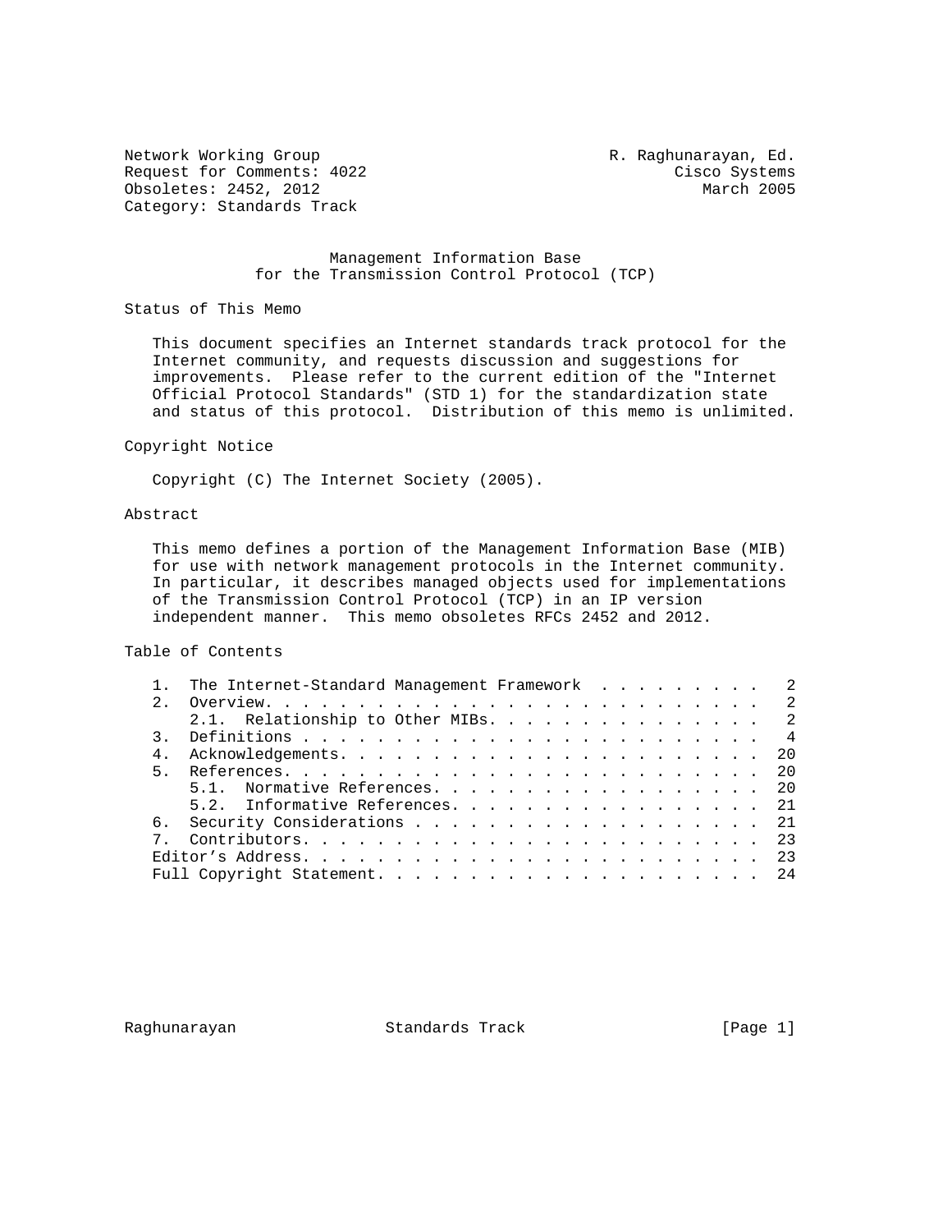Network Working Group R. Raghunarayan, Ed.
Request for Comments: 4022 Cisco Systems
Obsoletes: 2452, 2012 March 2005
Category: Standards Track

# Management Information Base for the Transmission Control Protocol (TCP)

## Status of This Memo

This document specifies an Internet standards track protocol for the Internet community, and requests discussion and suggestions for improvements. Please refer to the current edition of the "Internet Official Protocol Standards" (STD 1) for the standardization state and status of this protocol. Distribution of this memo is unlimited.

## Copyright Notice

Copyright (C) The Internet Society (2005).

## Abstract

This memo defines a portion of the Management Information Base (MIB) for use with network management protocols in the Internet community. In particular, it describes managed objects used for implementations of the Transmission Control Protocol (TCP) in an IP version independent manner. This memo obsoletes RFCs 2452 and 2012.

## Table of Contents

1. The Internet-Standard Management Framework . . . . . . . . . . 2
2. Overview. . . . . . . . . . . . . . . . . . . . . . . . . . . . 2
   2.1. Relationship to Other MIBs. . . . . . . . . . . . . . . . 2
3. Definitions . . . . . . . . . . . . . . . . . . . . . . . . . . 4
4. Acknowledgements. . . . . . . . . . . . . . . . . . . . . . . . 20
5. References. . . . . . . . . . . . . . . . . . . . . . . . . . . 20
   5.1. Normative References. . . . . . . . . . . . . . . . . . . 20
   5.2. Informative References. . . . . . . . . . . . . . . . . . 21
6. Security Considerations . . . . . . . . . . . . . . . . . . . . 21
7. Contributors. . . . . . . . . . . . . . . . . . . . . . . . . . 23

Editor's Address. . . . . . . . . . . . . . . . . . . . . . . . . . 23
Full Copyright Statement. . . . . . . . . . . . . . . . . . . . . . 24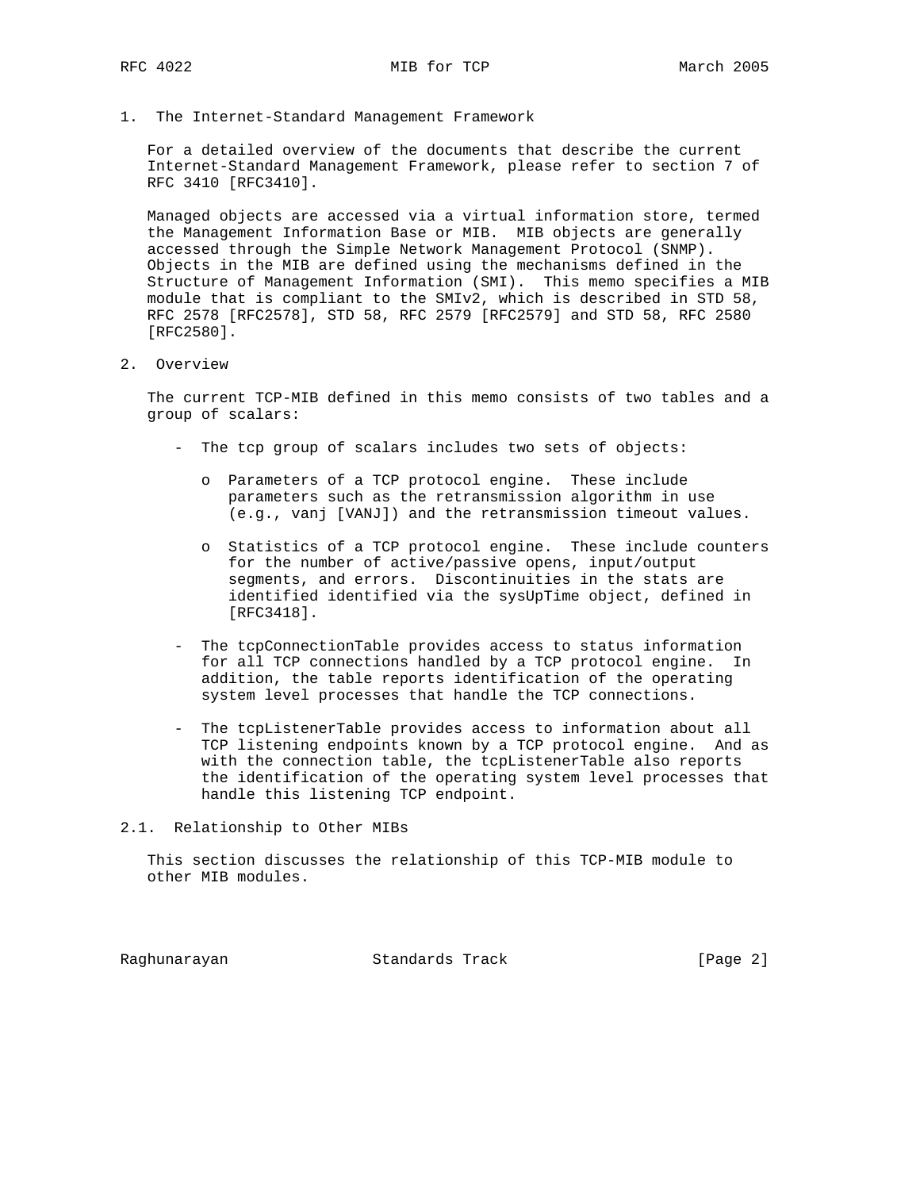# 1. The Internet-Standard Management Framework

For a detailed overview of the documents that describe the current Internet-Standard Management Framework, please refer to section 7 of RFC 3410 [RFC3410].

Managed objects are accessed via a virtual information store, termed the Management Information Base or MIB. MIB objects are generally accessed through the Simple Network Management Protocol (SNMP). Objects in the MIB are defined using the mechanisms defined in the Structure of Management Information (SMI). This memo specifies a MIB module that is compliant to the SMIv2, which is described in STD 58, RFC 2578 [RFC2578], STD 58, RFC 2579 [RFC2579] and STD 58, RFC 2580 [RFC2580].

# 2. Overview

The current TCP-MIB defined in this memo consists of two tables and a group of scalars:

- The tcp group of scalars includes two sets of objects:

  - o Parameters of a TCP protocol engine. These include parameters such as the retransmission algorithm in use (e.g., vanj [VANJ]) and the retransmission timeout values.

  - o Statistics of a TCP protocol engine. These include counters for the number of active/passive opens, input/output segments, and errors. Discontinuities in the stats are identified identified via the sysUpTime object, defined in [RFC3418].

- The tcpConnectionTable provides access to status information for all TCP connections handled by a TCP protocol engine. In addition, the table reports identification of the operating system level processes that handle the TCP connections.

- The tcpListenerTable provides access to information about all TCP listening endpoints known by a TCP protocol engine. And as with the connection table, the tcpListenerTable also reports the identification of the operating system level processes that handle this listening TCP endpoint.

## 2.1. Relationship to Other MIBs

This section discusses the relationship of this TCP-MIB module to other MIB modules.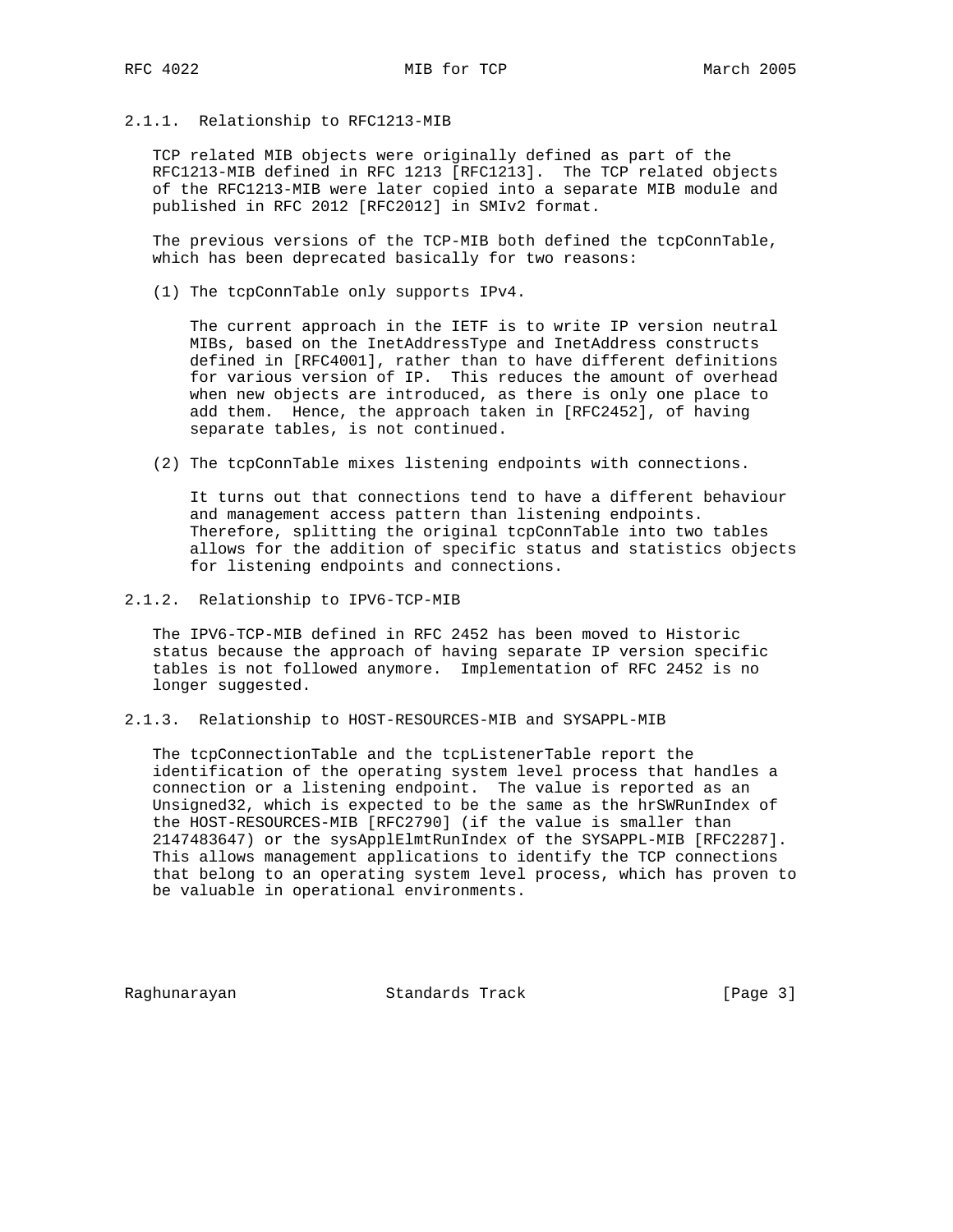### 2.1.1. Relationship to RFC1213-MIB

TCP related MIB objects were originally defined as part of the RFC1213-MIB defined in RFC 1213 [RFC1213]. The TCP related objects of the RFC1213-MIB were later copied into a separate MIB module and published in RFC 2012 [RFC2012] in SMIv2 format.

The previous versions of the TCP-MIB both defined the tcpConnTable, which has been deprecated basically for two reasons:

(1) The tcpConnTable only supports IPv4.

The current approach in the IETF is to write IP version neutral MIBs, based on the InetAddressType and InetAddress constructs defined in [RFC4001], rather than to have different definitions for various version of IP. This reduces the amount of overhead when new objects are introduced, as there is only one place to add them. Hence, the approach taken in [RFC2452], of having separate tables, is not continued.

(2) The tcpConnTable mixes listening endpoints with connections.

It turns out that connections tend to have a different behaviour and management access pattern than listening endpoints. Therefore, splitting the original tcpConnTable into two tables allows for the addition of specific status and statistics objects for listening endpoints and connections.

### 2.1.2. Relationship to IPV6-TCP-MIB

The IPV6-TCP-MIB defined in RFC 2452 has been moved to Historic status because the approach of having separate IP version specific tables is not followed anymore. Implementation of RFC 2452 is no longer suggested.

### 2.1.3. Relationship to HOST-RESOURCES-MIB and SYSAPPL-MIB

The tcpConnectionTable and the tcpListenerTable report the identification of the operating system level process that handles a connection or a listening endpoint. The value is reported as an Unsigned32, which is expected to be the same as the hrSWRunIndex of the HOST-RESOURCES-MIB [RFC2790] (if the value is smaller than 2147483647) or the sysApplElmtRunIndex of the SYSAPPL-MIB [RFC2287]. This allows management applications to identify the TCP connections that belong to an operating system level process, which has proven to be valuable in operational environments.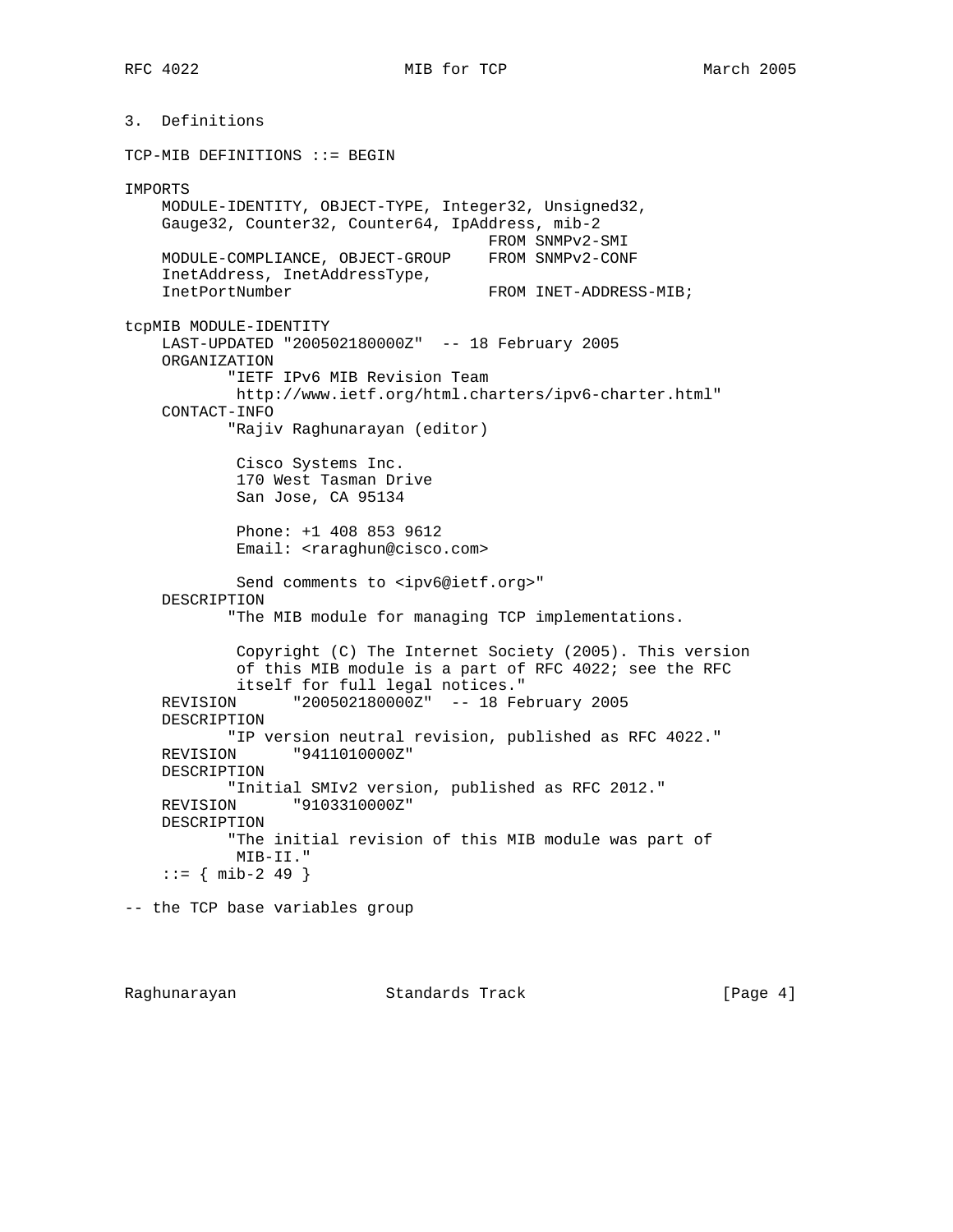## 3. Definitions

```
TCP-MIB DEFINITIONS ::= BEGIN

IMPORTS
    MODULE-IDENTITY, OBJECT-TYPE, Integer32, Unsigned32,
    Gauge32, Counter32, Counter64, IpAddress, mib-2
                                       FROM SNMPv2-SMI
    MODULE-COMPLIANCE, OBJECT-GROUP    FROM SNMPv2-CONF
    InetAddress, InetAddressType,
    InetPortNumber                     FROM INET-ADDRESS-MIB;

tcpMIB MODULE-IDENTITY
    LAST-UPDATED "200502180000Z"  -- 18 February 2005
    ORGANIZATION
           "IETF IPv6 MIB Revision Team
            http://www.ietf.org/html.charters/ipv6-charter.html"
    CONTACT-INFO
           "Rajiv Raghunarayan (editor)

            Cisco Systems Inc.
            170 West Tasman Drive
            San Jose, CA 95134

            Phone: +1 408 853 9612
            Email: <raraghun@cisco.com>

            Send comments to <ipv6@ietf.org>"
    DESCRIPTION
           "The MIB module for managing TCP implementations.

            Copyright (C) The Internet Society (2005). This version
            of this MIB module is a part of RFC 4022; see the RFC
            itself for full legal notices."
    REVISION      "200502180000Z"  -- 18 February 2005
    DESCRIPTION
           "IP version neutral revision, published as RFC 4022."
    REVISION      "9411010000Z"
    DESCRIPTION
           "Initial SMIv2 version, published as RFC 2012."
    REVISION      "9103310000Z"
    DESCRIPTION
           "The initial revision of this MIB module was part of
            MIB-II."
    ::= { mib-2 49 }

-- the TCP base variables group
```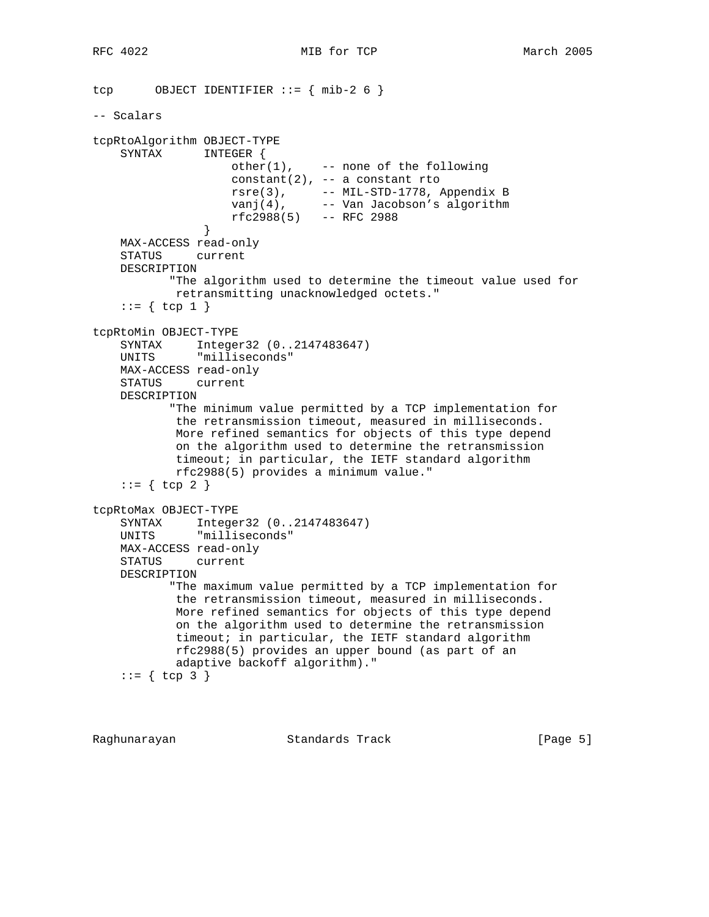```
tcp      OBJECT IDENTIFIER ::= { mib-2 6 }

-- Scalars

tcpRtoAlgorithm OBJECT-TYPE
    SYNTAX      INTEGER {
                    other(1),    -- none of the following
                    constant(2), -- a constant rto
                    rsre(3),     -- MIL-STD-1778, Appendix B
                    vanj(4),     -- Van Jacobson's algorithm
                    rfc2988(5)   -- RFC 2988
                }
    MAX-ACCESS read-only
    STATUS     current
    DESCRIPTION
           "The algorithm used to determine the timeout value used for
            retransmitting unacknowledged octets."
    ::= { tcp 1 }

tcpRtoMin OBJECT-TYPE
    SYNTAX     Integer32 (0..2147483647)
    UNITS      "milliseconds"
    MAX-ACCESS read-only
    STATUS     current
    DESCRIPTION
           "The minimum value permitted by a TCP implementation for
            the retransmission timeout, measured in milliseconds.
            More refined semantics for objects of this type depend
            on the algorithm used to determine the retransmission
            timeout; in particular, the IETF standard algorithm
            rfc2988(5) provides a minimum value."
    ::= { tcp 2 }

tcpRtoMax OBJECT-TYPE
    SYNTAX     Integer32 (0..2147483647)
    UNITS      "milliseconds"
    MAX-ACCESS read-only
    STATUS     current
    DESCRIPTION
           "The maximum value permitted by a TCP implementation for
            the retransmission timeout, measured in milliseconds.
            More refined semantics for objects of this type depend
            on the algorithm used to determine the retransmission
            timeout; in particular, the IETF standard algorithm
            rfc2988(5) provides an upper bound (as part of an
            adaptive backoff algorithm)."
    ::= { tcp 3 }
```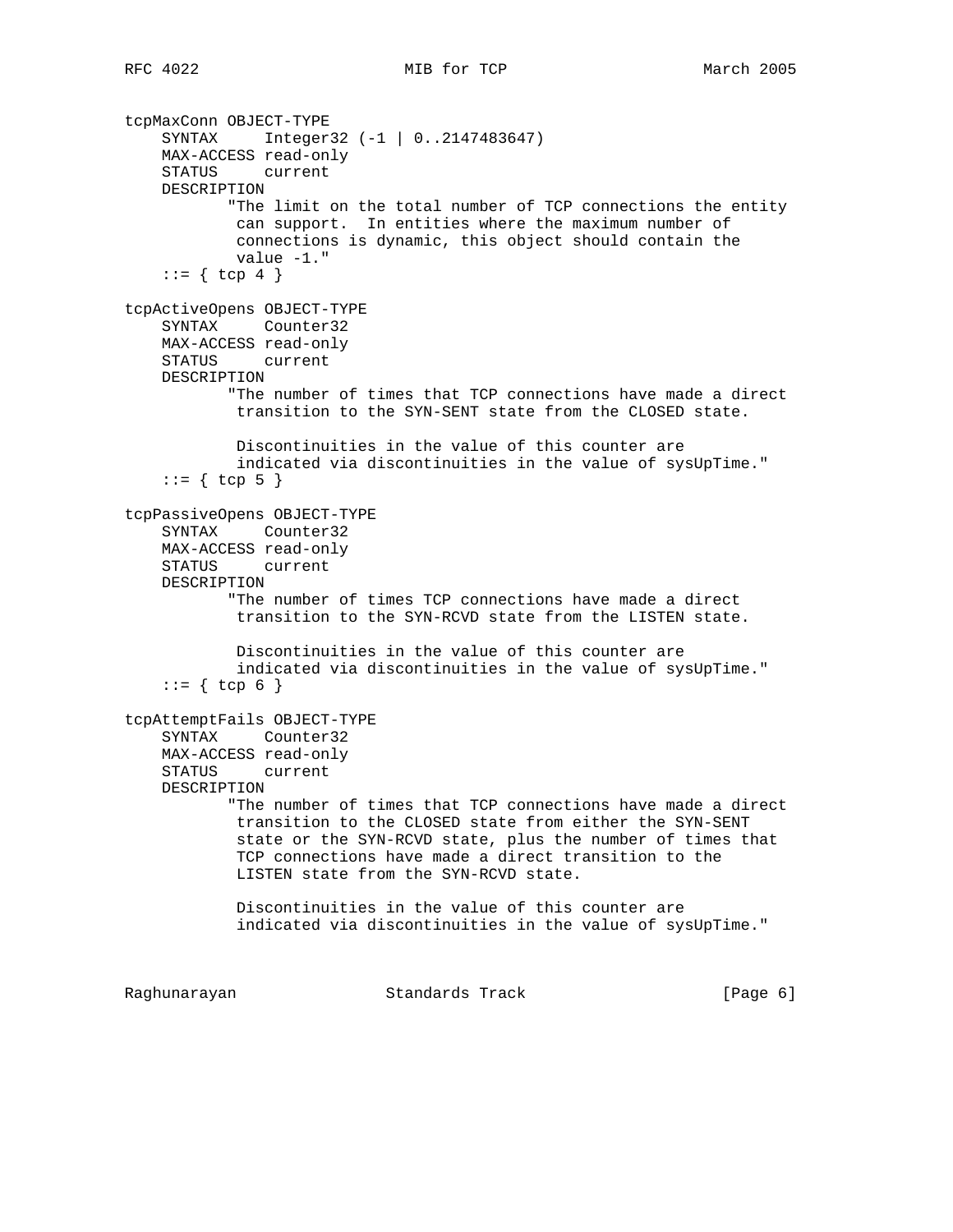```
tcpMaxConn OBJECT-TYPE
    SYNTAX     Integer32 (-1 | 0..2147483647)
    MAX-ACCESS read-only
    STATUS     current
    DESCRIPTION
           "The limit on the total number of TCP connections the entity
            can support.  In entities where the maximum number of
            connections is dynamic, this object should contain the
            value -1."
    ::= { tcp 4 }

tcpActiveOpens OBJECT-TYPE
    SYNTAX     Counter32
    MAX-ACCESS read-only
    STATUS     current
    DESCRIPTION
           "The number of times that TCP connections have made a direct
            transition to the SYN-SENT state from the CLOSED state.

            Discontinuities in the value of this counter are
            indicated via discontinuities in the value of sysUpTime."
    ::= { tcp 5 }

tcpPassiveOpens OBJECT-TYPE
    SYNTAX     Counter32
    MAX-ACCESS read-only
    STATUS     current
    DESCRIPTION
           "The number of times TCP connections have made a direct
            transition to the SYN-RCVD state from the LISTEN state.

            Discontinuities in the value of this counter are
            indicated via discontinuities in the value of sysUpTime."
    ::= { tcp 6 }

tcpAttemptFails OBJECT-TYPE
    SYNTAX     Counter32
    MAX-ACCESS read-only
    STATUS     current
    DESCRIPTION
           "The number of times that TCP connections have made a direct
            transition to the CLOSED state from either the SYN-SENT
            state or the SYN-RCVD state, plus the number of times that
            TCP connections have made a direct transition to the
            LISTEN state from the SYN-RCVD state.

            Discontinuities in the value of this counter are
            indicated via discontinuities in the value of sysUpTime."
```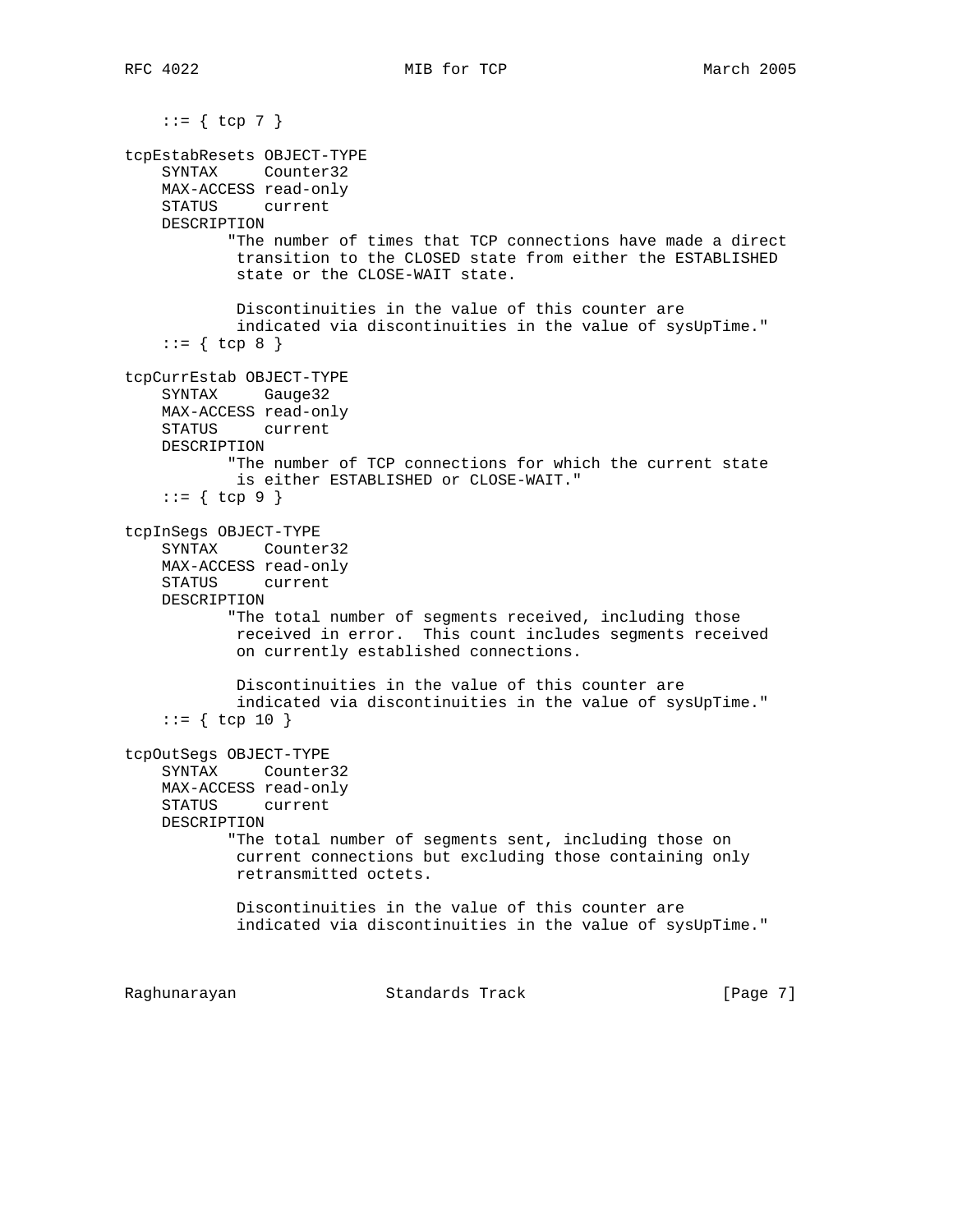```
    ::= { tcp 7 }

tcpEstabResets OBJECT-TYPE
    SYNTAX     Counter32
    MAX-ACCESS read-only
    STATUS     current
    DESCRIPTION
           "The number of times that TCP connections have made a direct
            transition to the CLOSED state from either the ESTABLISHED
            state or the CLOSE-WAIT state.

            Discontinuities in the value of this counter are
            indicated via discontinuities in the value of sysUpTime."
    ::= { tcp 8 }

tcpCurrEstab OBJECT-TYPE
    SYNTAX     Gauge32
    MAX-ACCESS read-only
    STATUS     current
    DESCRIPTION
           "The number of TCP connections for which the current state
            is either ESTABLISHED or CLOSE-WAIT."
    ::= { tcp 9 }

tcpInSegs OBJECT-TYPE
    SYNTAX     Counter32
    MAX-ACCESS read-only
    STATUS     current
    DESCRIPTION
           "The total number of segments received, including those
            received in error.  This count includes segments received
            on currently established connections.

            Discontinuities in the value of this counter are
            indicated via discontinuities in the value of sysUpTime."
    ::= { tcp 10 }

tcpOutSegs OBJECT-TYPE
    SYNTAX     Counter32
    MAX-ACCESS read-only
    STATUS     current
    DESCRIPTION
           "The total number of segments sent, including those on
            current connections but excluding those containing only
            retransmitted octets.

            Discontinuities in the value of this counter are
            indicated via discontinuities in the value of sysUpTime."
```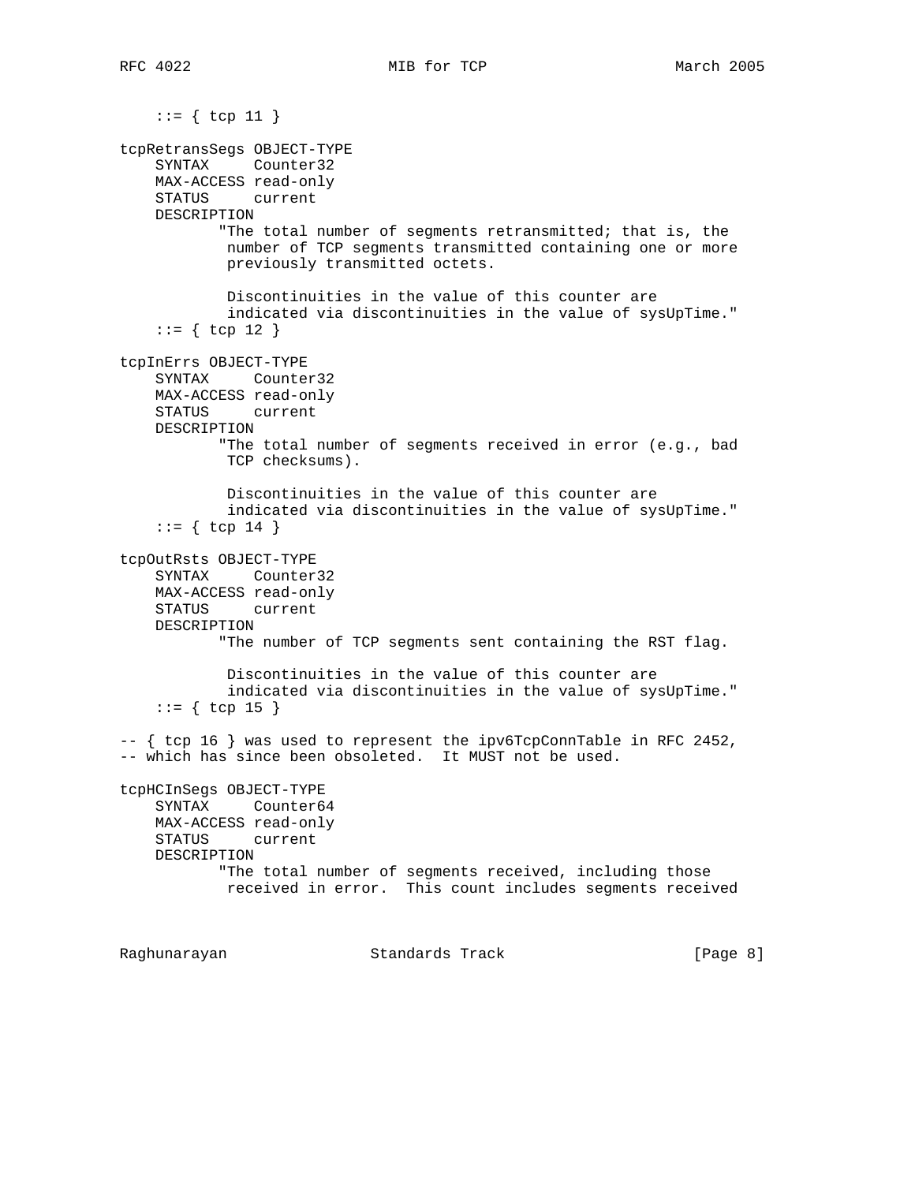```
    ::= { tcp 11 }

tcpRetransSegs OBJECT-TYPE
    SYNTAX     Counter32
    MAX-ACCESS read-only
    STATUS     current
    DESCRIPTION
           "The total number of segments retransmitted; that is, the
            number of TCP segments transmitted containing one or more
            previously transmitted octets.

            Discontinuities in the value of this counter are
            indicated via discontinuities in the value of sysUpTime."
    ::= { tcp 12 }

tcpInErrs OBJECT-TYPE
    SYNTAX     Counter32
    MAX-ACCESS read-only
    STATUS     current
    DESCRIPTION
           "The total number of segments received in error (e.g., bad
            TCP checksums).

            Discontinuities in the value of this counter are
            indicated via discontinuities in the value of sysUpTime."
    ::= { tcp 14 }

tcpOutRsts OBJECT-TYPE
    SYNTAX     Counter32
    MAX-ACCESS read-only
    STATUS     current
    DESCRIPTION
           "The number of TCP segments sent containing the RST flag.

            Discontinuities in the value of this counter are
            indicated via discontinuities in the value of sysUpTime."
    ::= { tcp 15 }

-- { tcp 16 } was used to represent the ipv6TcpConnTable in RFC 2452,
-- which has since been obsoleted.  It MUST not be used.

tcpHCInSegs OBJECT-TYPE
    SYNTAX     Counter64
    MAX-ACCESS read-only
    STATUS     current
    DESCRIPTION
           "The total number of segments received, including those
            received in error.  This count includes segments received
```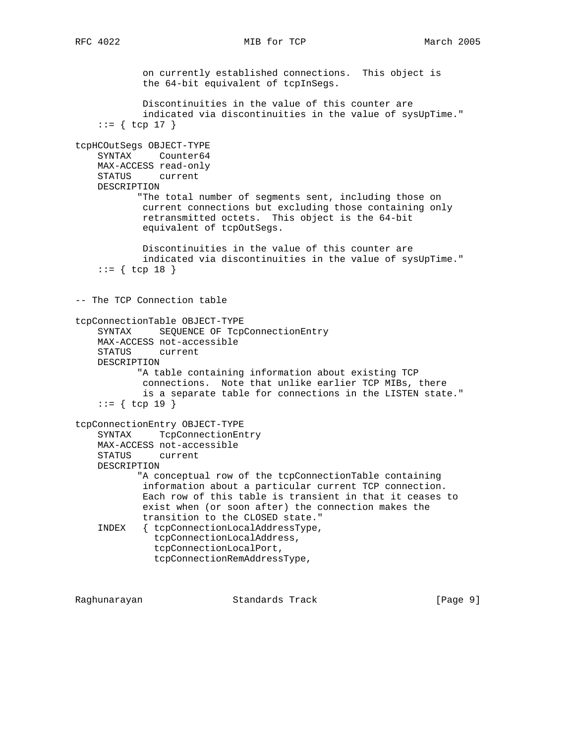```
            on currently established connections.  This object is
            the 64-bit equivalent of tcpInSegs.

            Discontinuities in the value of this counter are
            indicated via discontinuities in the value of sysUpTime."
    ::= { tcp 17 }

tcpHCOutSegs OBJECT-TYPE
    SYNTAX     Counter64
    MAX-ACCESS read-only
    STATUS     current
    DESCRIPTION
           "The total number of segments sent, including those on
            current connections but excluding those containing only
            retransmitted octets.  This object is the 64-bit
            equivalent of tcpOutSegs.

            Discontinuities in the value of this counter are
            indicated via discontinuities in the value of sysUpTime."
    ::= { tcp 18 }


-- The TCP Connection table

tcpConnectionTable OBJECT-TYPE
    SYNTAX     SEQUENCE OF TcpConnectionEntry
    MAX-ACCESS not-accessible
    STATUS     current
    DESCRIPTION
           "A table containing information about existing TCP
            connections.  Note that unlike earlier TCP MIBs, there
            is a separate table for connections in the LISTEN state."
    ::= { tcp 19 }

tcpConnectionEntry OBJECT-TYPE
    SYNTAX     TcpConnectionEntry
    MAX-ACCESS not-accessible
    STATUS     current
    DESCRIPTION
           "A conceptual row of the tcpConnectionTable containing
            information about a particular current TCP connection.
            Each row of this table is transient in that it ceases to
            exist when (or soon after) the connection makes the
            transition to the CLOSED state."
    INDEX   { tcpConnectionLocalAddressType,
              tcpConnectionLocalAddress,
              tcpConnectionLocalPort,
              tcpConnectionRemAddressType,
```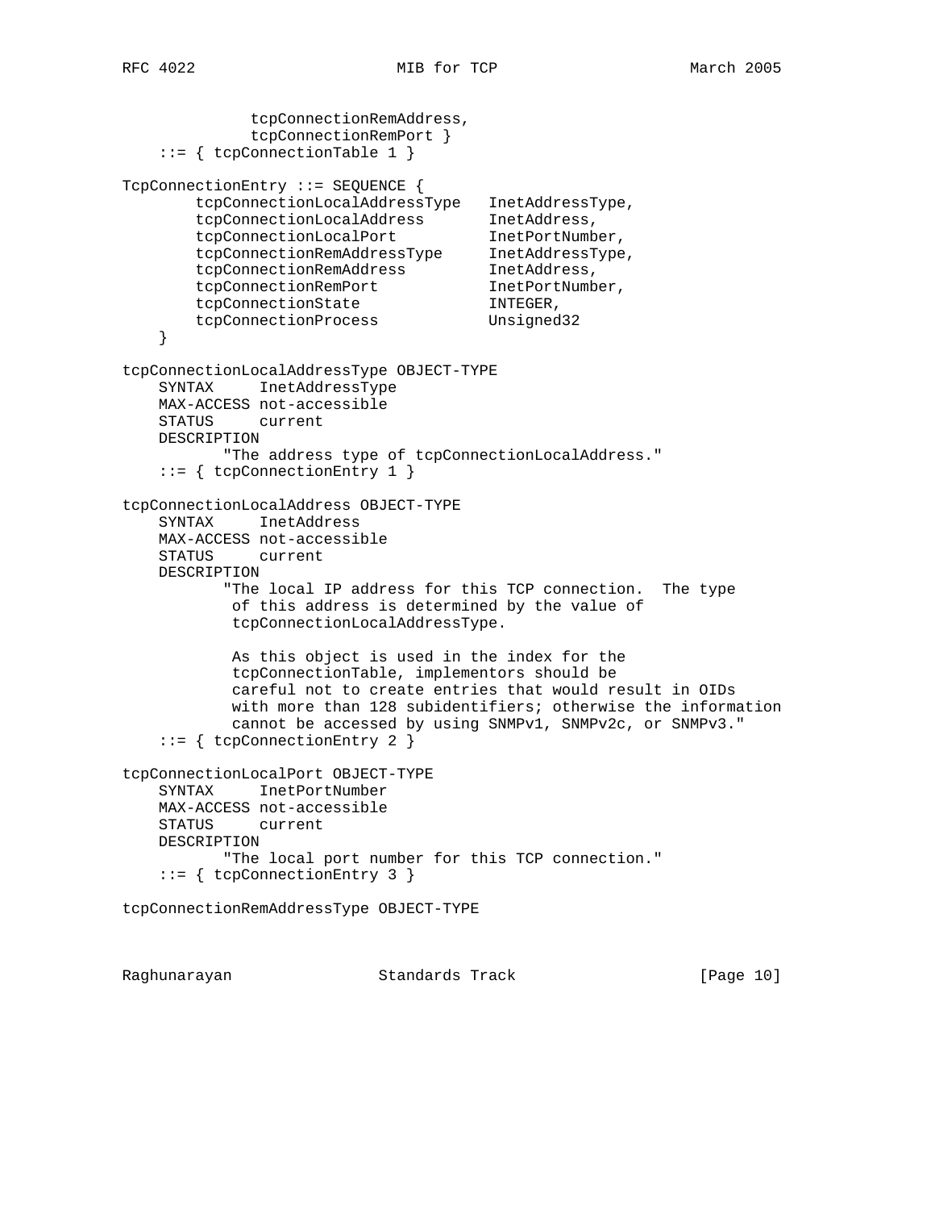```
              tcpConnectionRemAddress,
              tcpConnectionRemPort }
    ::= { tcpConnectionTable 1 }

TcpConnectionEntry ::= SEQUENCE {
        tcpConnectionLocalAddressType   InetAddressType,
        tcpConnectionLocalAddress       InetAddress,
        tcpConnectionLocalPort          InetPortNumber,
        tcpConnectionRemAddressType     InetAddressType,
        tcpConnectionRemAddress         InetAddress,
        tcpConnectionRemPort            InetPortNumber,
        tcpConnectionState              INTEGER,
        tcpConnectionProcess            Unsigned32
    }

tcpConnectionLocalAddressType OBJECT-TYPE
    SYNTAX     InetAddressType
    MAX-ACCESS not-accessible
    STATUS     current
    DESCRIPTION
           "The address type of tcpConnectionLocalAddress."
    ::= { tcpConnectionEntry 1 }

tcpConnectionLocalAddress OBJECT-TYPE
    SYNTAX     InetAddress
    MAX-ACCESS not-accessible
    STATUS     current
    DESCRIPTION
           "The local IP address for this TCP connection.  The type
            of this address is determined by the value of
            tcpConnectionLocalAddressType.

            As this object is used in the index for the
            tcpConnectionTable, implementors should be
            careful not to create entries that would result in OIDs
            with more than 128 subidentifiers; otherwise the information
            cannot be accessed by using SNMPv1, SNMPv2c, or SNMPv3."
    ::= { tcpConnectionEntry 2 }

tcpConnectionLocalPort OBJECT-TYPE
    SYNTAX     InetPortNumber
    MAX-ACCESS not-accessible
    STATUS     current
    DESCRIPTION
           "The local port number for this TCP connection."
    ::= { tcpConnectionEntry 3 }

tcpConnectionRemAddressType OBJECT-TYPE
```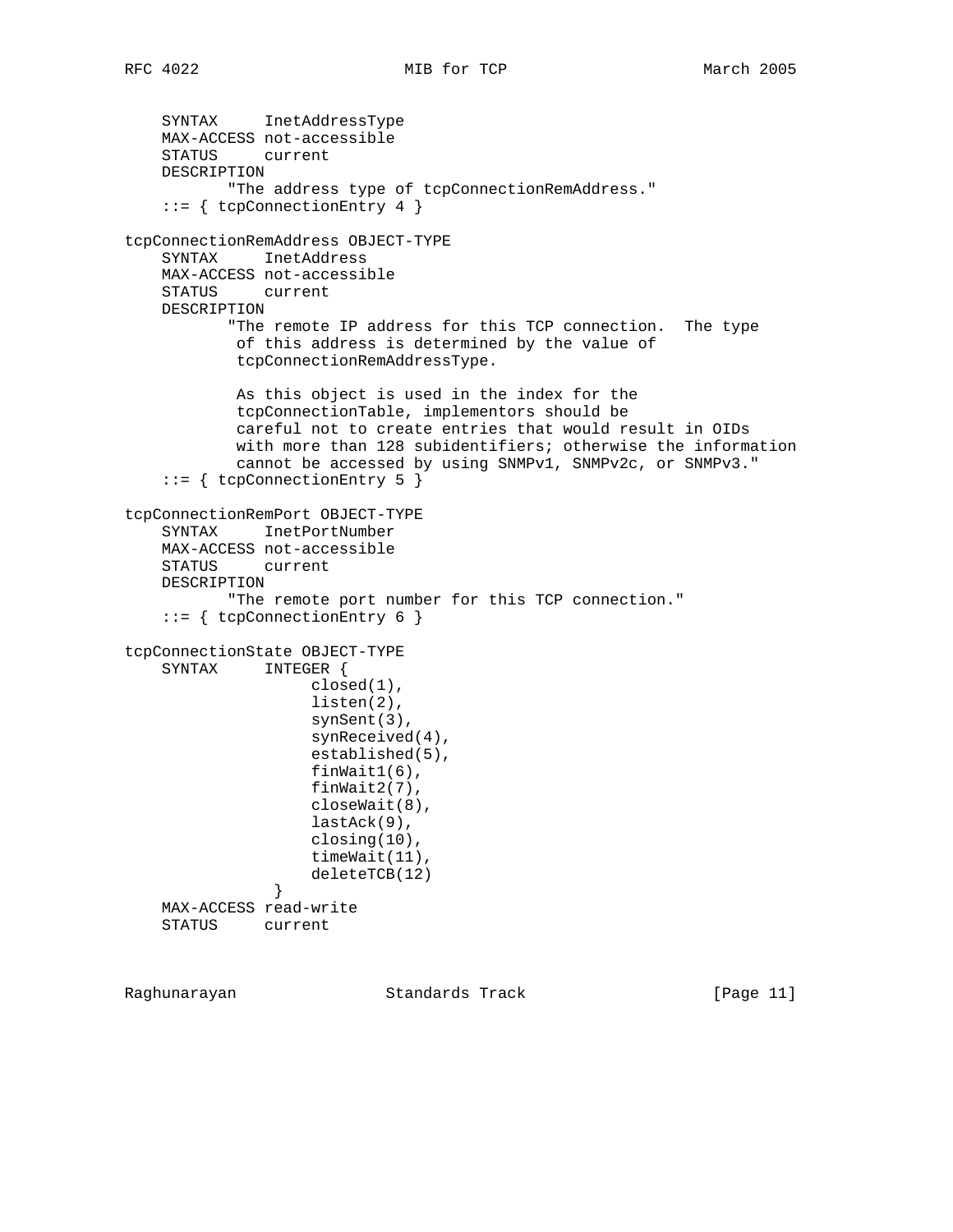```
    SYNTAX     InetAddressType
    MAX-ACCESS not-accessible
    STATUS     current
    DESCRIPTION
           "The address type of tcpConnectionRemAddress."
    ::= { tcpConnectionEntry 4 }

tcpConnectionRemAddress OBJECT-TYPE
    SYNTAX     InetAddress
    MAX-ACCESS not-accessible
    STATUS     current
    DESCRIPTION
           "The remote IP address for this TCP connection.  The type
            of this address is determined by the value of
            tcpConnectionRemAddressType.

            As this object is used in the index for the
            tcpConnectionTable, implementors should be
            careful not to create entries that would result in OIDs
            with more than 128 subidentifiers; otherwise the information
            cannot be accessed by using SNMPv1, SNMPv2c, or SNMPv3."
    ::= { tcpConnectionEntry 5 }

tcpConnectionRemPort OBJECT-TYPE
    SYNTAX     InetPortNumber
    MAX-ACCESS not-accessible
    STATUS     current
    DESCRIPTION
           "The remote port number for this TCP connection."
    ::= { tcpConnectionEntry 6 }

tcpConnectionState OBJECT-TYPE
    SYNTAX     INTEGER {
                  closed(1),
                  listen(2),
                  synSent(3),
                  synReceived(4),
                  established(5),
                  finWait1(6),
                  finWait2(7),
                  closeWait(8),
                  lastAck(9),
                  closing(10),
                  timeWait(11),
                  deleteTCB(12)
                }
    MAX-ACCESS read-write
    STATUS     current
```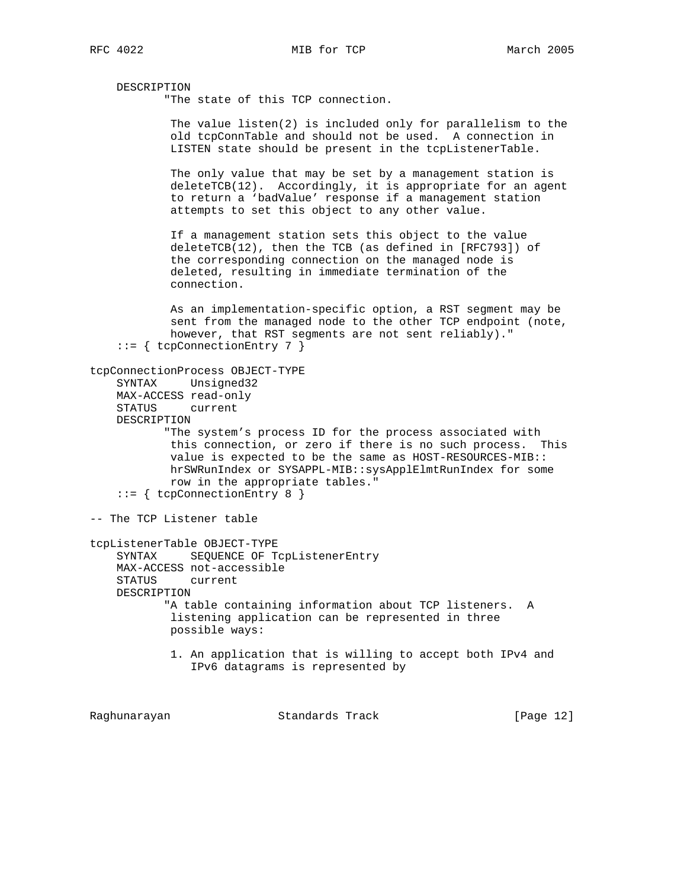```
    DESCRIPTION
           "The state of this TCP connection.

            The value listen(2) is included only for parallelism to the
            old tcpConnTable and should not be used.  A connection in
            LISTEN state should be present in the tcpListenerTable.

            The only value that may be set by a management station is
            deleteTCB(12).  Accordingly, it is appropriate for an agent
            to return a 'badValue' response if a management station
            attempts to set this object to any other value.

            If a management station sets this object to the value
            deleteTCB(12), then the TCB (as defined in [RFC793]) of
            the corresponding connection on the managed node is
            deleted, resulting in immediate termination of the
            connection.

            As an implementation-specific option, a RST segment may be
            sent from the managed node to the other TCP endpoint (note,
            however, that RST segments are not sent reliably)."
    ::= { tcpConnectionEntry 7 }

tcpConnectionProcess OBJECT-TYPE
    SYNTAX     Unsigned32
    MAX-ACCESS read-only
    STATUS     current
    DESCRIPTION
           "The system's process ID for the process associated with
            this connection, or zero if there is no such process.  This
            value is expected to be the same as HOST-RESOURCES-MIB::
            hrSWRunIndex or SYSAPPL-MIB::sysApplElmtRunIndex for some
            row in the appropriate tables."
    ::= { tcpConnectionEntry 8 }

-- The TCP Listener table

tcpListenerTable OBJECT-TYPE
    SYNTAX     SEQUENCE OF TcpListenerEntry
    MAX-ACCESS not-accessible
    STATUS     current
    DESCRIPTION
           "A table containing information about TCP listeners.  A
            listening application can be represented in three
            possible ways:

            1. An application that is willing to accept both IPv4 and
               IPv6 datagrams is represented by
```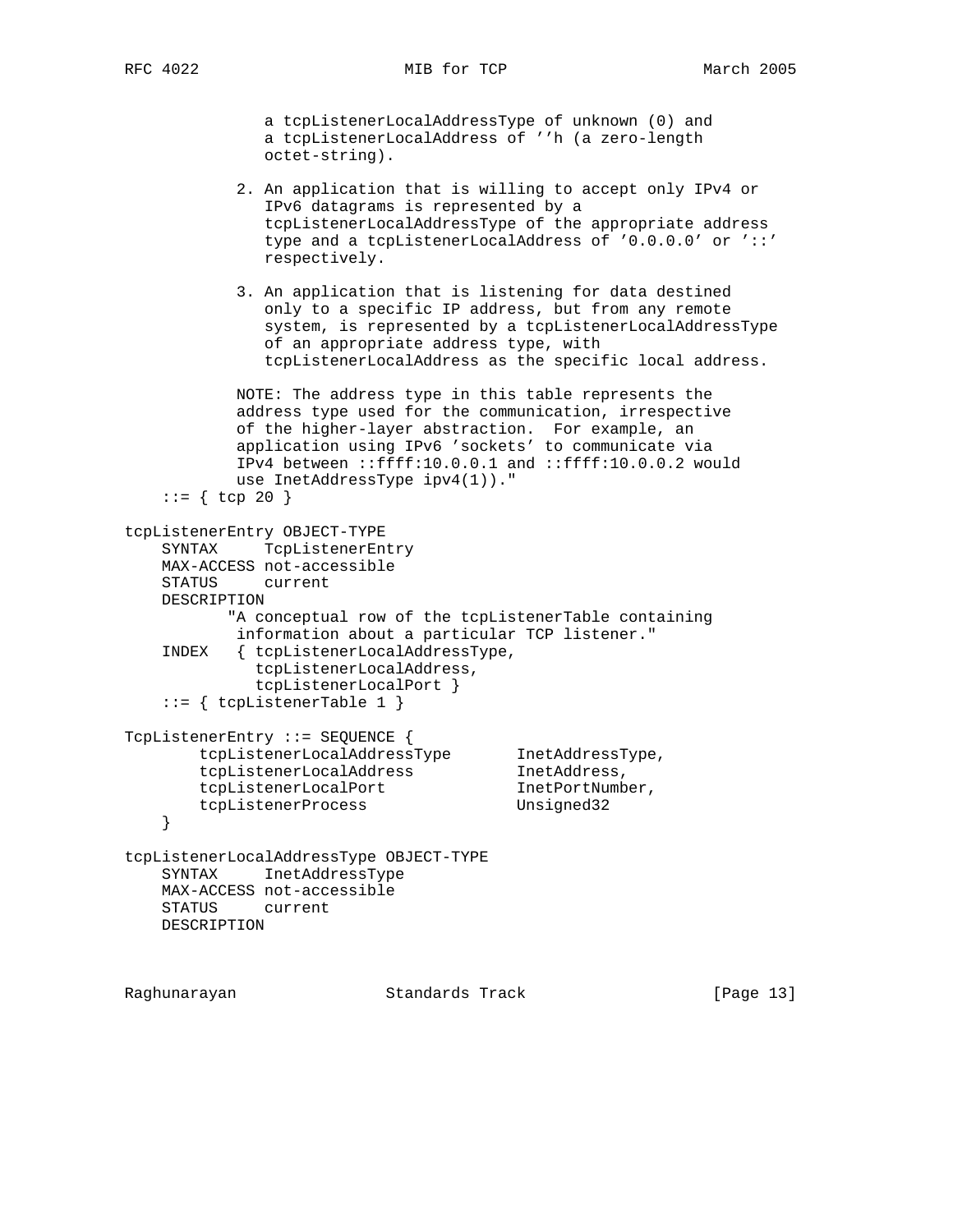```
                a tcpListenerLocalAddressType of unknown (0) and
                a tcpListenerLocalAddress of ''h (a zero-length
                octet-string).

             2. An application that is willing to accept only IPv4 or
                IPv6 datagrams is represented by a
                tcpListenerLocalAddressType of the appropriate address
                type and a tcpListenerLocalAddress of '0.0.0.0' or '::'
                respectively.

             3. An application that is listening for data destined
                only to a specific IP address, but from any remote
                system, is represented by a tcpListenerLocalAddressType
                of an appropriate address type, with
                tcpListenerLocalAddress as the specific local address.

             NOTE: The address type in this table represents the
             address type used for the communication, irrespective
             of the higher-layer abstraction.  For example, an
             application using IPv6 'sockets' to communicate via
             IPv4 between ::ffff:10.0.0.1 and ::ffff:10.0.0.2 would
             use InetAddressType ipv4(1))."
    ::= { tcp 20 }

tcpListenerEntry OBJECT-TYPE
    SYNTAX     TcpListenerEntry
    MAX-ACCESS not-accessible
    STATUS     current
    DESCRIPTION
           "A conceptual row of the tcpListenerTable containing
            information about a particular TCP listener."
    INDEX   { tcpListenerLocalAddressType,
              tcpListenerLocalAddress,
              tcpListenerLocalPort }
    ::= { tcpListenerTable 1 }

TcpListenerEntry ::= SEQUENCE {
        tcpListenerLocalAddressType       InetAddressType,
        tcpListenerLocalAddress           InetAddress,
        tcpListenerLocalPort              InetPortNumber,
        tcpListenerProcess                Unsigned32
    }

tcpListenerLocalAddressType OBJECT-TYPE
    SYNTAX     InetAddressType
    MAX-ACCESS not-accessible
    STATUS     current
    DESCRIPTION
```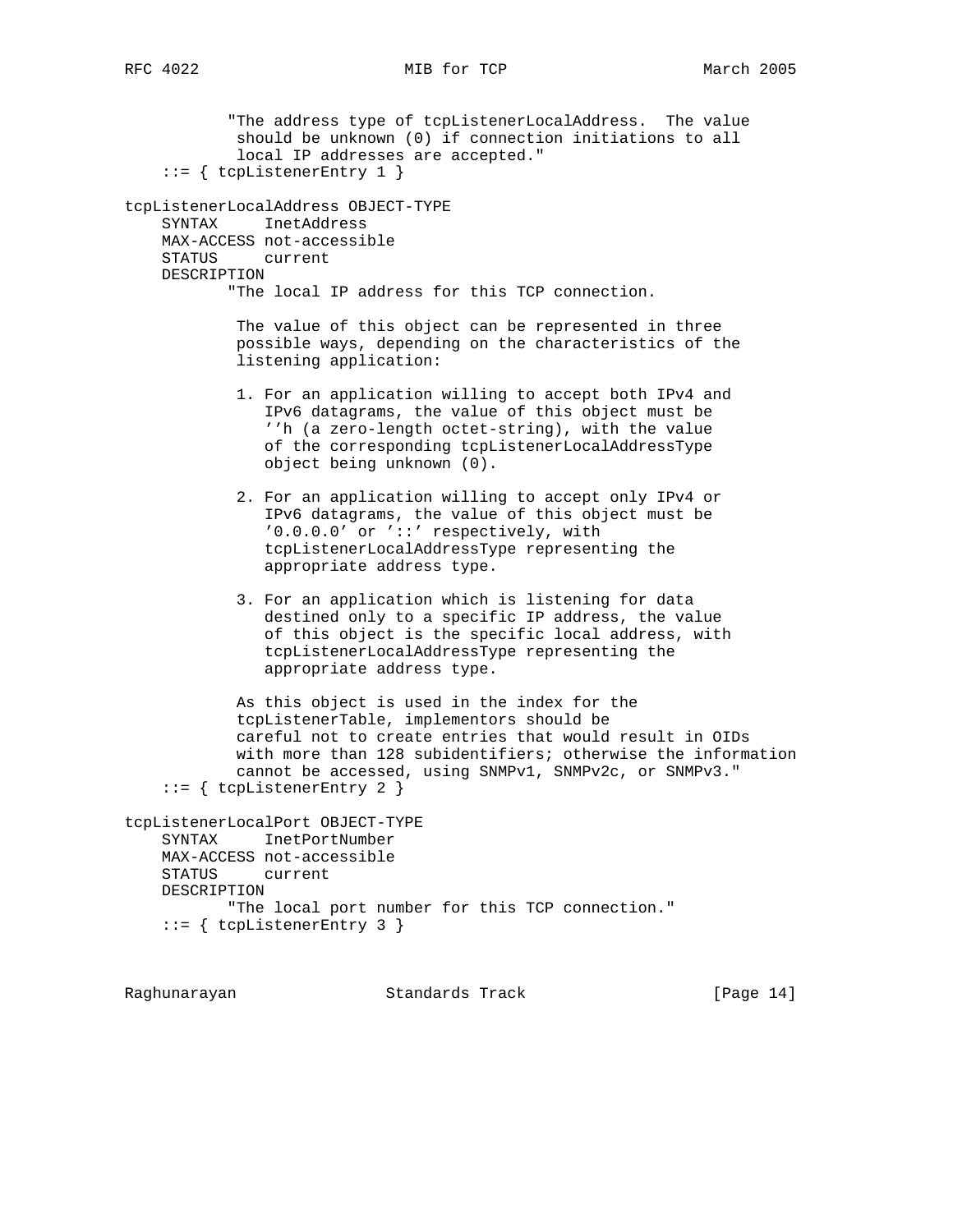```
            "The address type of tcpListenerLocalAddress.  The value
             should be unknown (0) if connection initiations to all
             local IP addresses are accepted."
    ::= { tcpListenerEntry 1 }

tcpListenerLocalAddress OBJECT-TYPE
    SYNTAX     InetAddress
    MAX-ACCESS not-accessible
    STATUS     current
    DESCRIPTION
            "The local IP address for this TCP connection.

             The value of this object can be represented in three
             possible ways, depending on the characteristics of the
             listening application:

             1. For an application willing to accept both IPv4 and
                IPv6 datagrams, the value of this object must be
                ''h (a zero-length octet-string), with the value
                of the corresponding tcpListenerLocalAddressType
                object being unknown (0).

             2. For an application willing to accept only IPv4 or
                IPv6 datagrams, the value of this object must be
                '0.0.0.0' or '::' respectively, with
                tcpListenerLocalAddressType representing the
                appropriate address type.

             3. For an application which is listening for data
                destined only to a specific IP address, the value
                of this object is the specific local address, with
                tcpListenerLocalAddressType representing the
                appropriate address type.

             As this object is used in the index for the
             tcpListenerTable, implementors should be
             careful not to create entries that would result in OIDs
             with more than 128 subidentifiers; otherwise the information
             cannot be accessed, using SNMPv1, SNMPv2c, or SNMPv3."
    ::= { tcpListenerEntry 2 }

tcpListenerLocalPort OBJECT-TYPE
    SYNTAX     InetPortNumber
    MAX-ACCESS not-accessible
    STATUS     current
    DESCRIPTION
            "The local port number for this TCP connection."
    ::= { tcpListenerEntry 3 }
```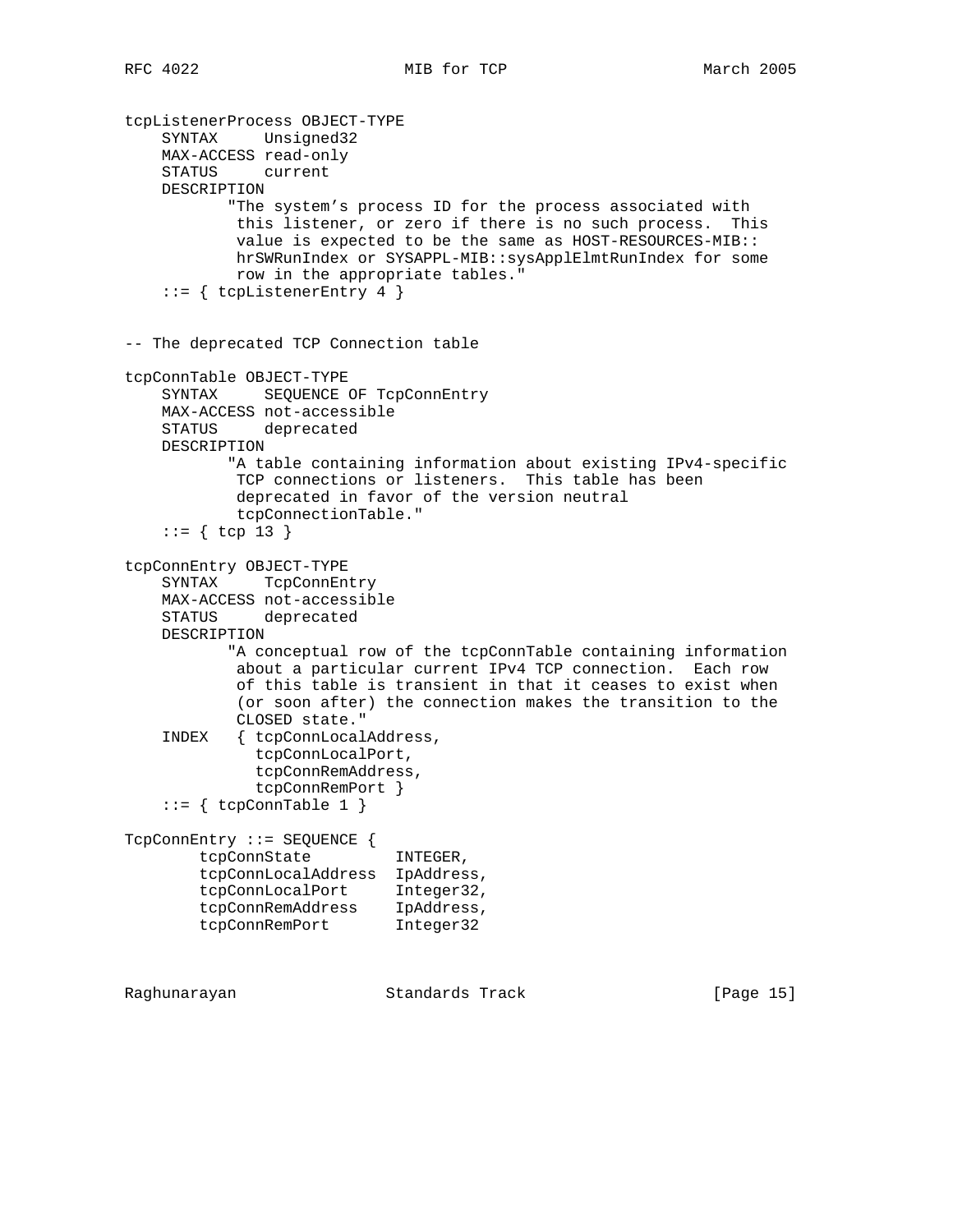```
tcpListenerProcess OBJECT-TYPE
    SYNTAX     Unsigned32
    MAX-ACCESS read-only
    STATUS     current
    DESCRIPTION
           "The system's process ID for the process associated with
            this listener, or zero if there is no such process.  This
            value is expected to be the same as HOST-RESOURCES-MIB::
            hrSWRunIndex or SYSAPPL-MIB::sysApplElmtRunIndex for some
            row in the appropriate tables."
    ::= { tcpListenerEntry 4 }


-- The deprecated TCP Connection table

tcpConnTable OBJECT-TYPE
    SYNTAX     SEQUENCE OF TcpConnEntry
    MAX-ACCESS not-accessible
    STATUS     deprecated
    DESCRIPTION
           "A table containing information about existing IPv4-specific
            TCP connections or listeners.  This table has been
            deprecated in favor of the version neutral
            tcpConnectionTable."
    ::= { tcp 13 }

tcpConnEntry OBJECT-TYPE
    SYNTAX     TcpConnEntry
    MAX-ACCESS not-accessible
    STATUS     deprecated
    DESCRIPTION
           "A conceptual row of the tcpConnTable containing information
            about a particular current IPv4 TCP connection.  Each row
            of this table is transient in that it ceases to exist when
            (or soon after) the connection makes the transition to the
            CLOSED state."
    INDEX   { tcpConnLocalAddress,
              tcpConnLocalPort,
              tcpConnRemAddress,
              tcpConnRemPort }
    ::= { tcpConnTable 1 }

TcpConnEntry ::= SEQUENCE {
        tcpConnState         INTEGER,
        tcpConnLocalAddress  IpAddress,
        tcpConnLocalPort     Integer32,
        tcpConnRemAddress    IpAddress,
        tcpConnRemPort       Integer32
```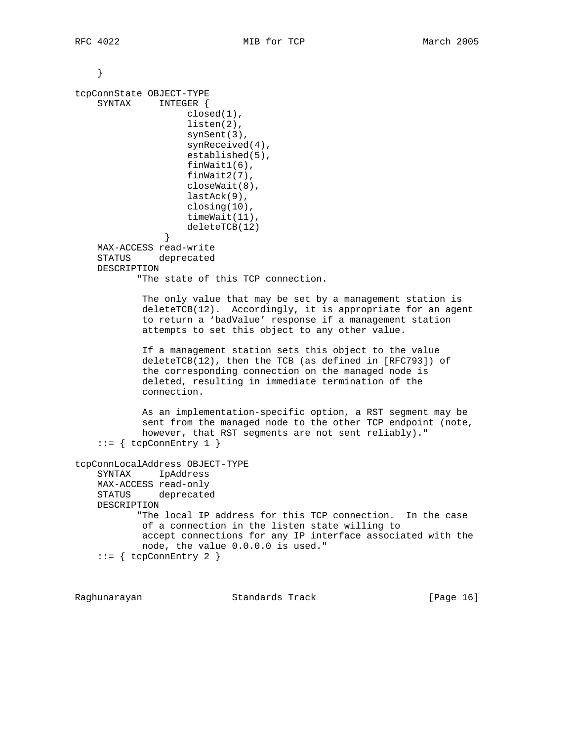```
    }

tcpConnState OBJECT-TYPE
    SYNTAX     INTEGER {
                   closed(1),
                   listen(2),
                   synSent(3),
                   synReceived(4),
                   established(5),
                   finWait1(6),
                   finWait2(7),
                   closeWait(8),
                   lastAck(9),
                   closing(10),
                   timeWait(11),
                   deleteTCB(12)
                }
    MAX-ACCESS read-write
    STATUS     deprecated
    DESCRIPTION
           "The state of this TCP connection.

            The only value that may be set by a management station is
            deleteTCB(12).  Accordingly, it is appropriate for an agent
            to return a 'badValue' response if a management station
            attempts to set this object to any other value.

            If a management station sets this object to the value
            deleteTCB(12), then the TCB (as defined in [RFC793]) of
            the corresponding connection on the managed node is
            deleted, resulting in immediate termination of the
            connection.

            As an implementation-specific option, a RST segment may be
            sent from the managed node to the other TCP endpoint (note,
            however, that RST segments are not sent reliably)."
    ::= { tcpConnEntry 1 }

tcpConnLocalAddress OBJECT-TYPE
    SYNTAX     IpAddress
    MAX-ACCESS read-only
    STATUS     deprecated
    DESCRIPTION
           "The local IP address for this TCP connection.  In the case
            of a connection in the listen state willing to
            accept connections for any IP interface associated with the
            node, the value 0.0.0.0 is used."
    ::= { tcpConnEntry 2 }
```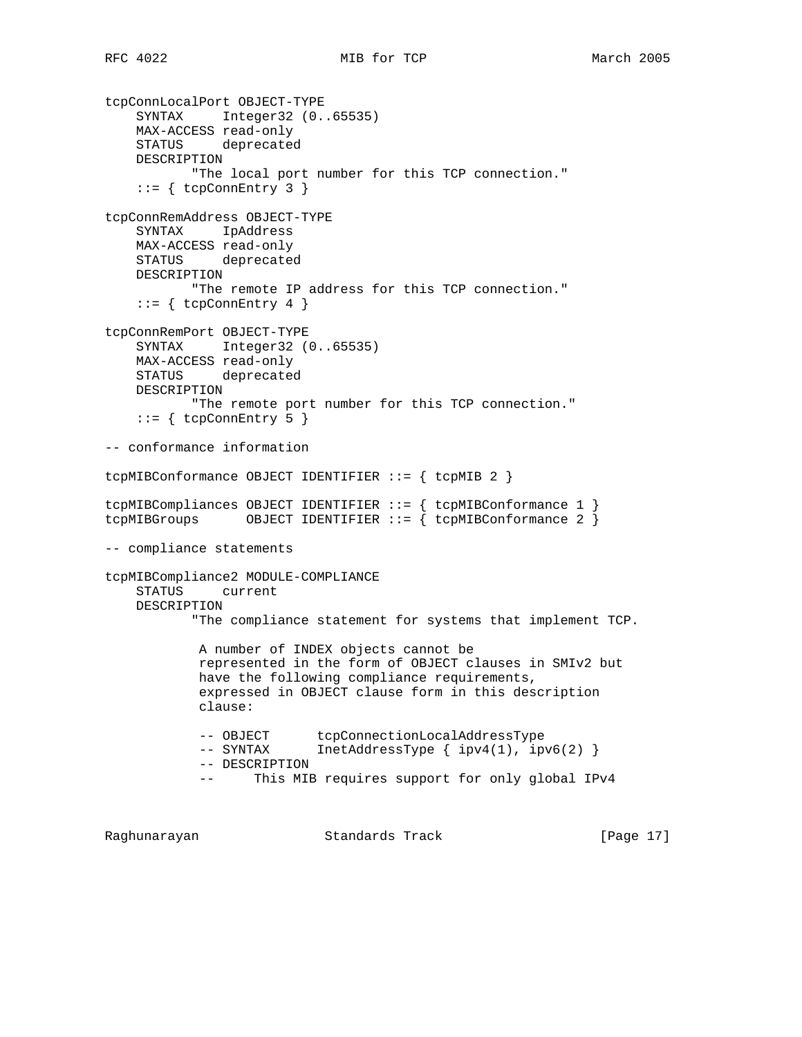```
tcpConnLocalPort OBJECT-TYPE
    SYNTAX     Integer32 (0..65535)
    MAX-ACCESS read-only
    STATUS     deprecated
    DESCRIPTION
           "The local port number for this TCP connection."
    ::= { tcpConnEntry 3 }

tcpConnRemAddress OBJECT-TYPE
    SYNTAX     IpAddress
    MAX-ACCESS read-only
    STATUS     deprecated
    DESCRIPTION
           "The remote IP address for this TCP connection."
    ::= { tcpConnEntry 4 }

tcpConnRemPort OBJECT-TYPE
    SYNTAX     Integer32 (0..65535)
    MAX-ACCESS read-only
    STATUS     deprecated
    DESCRIPTION
           "The remote port number for this TCP connection."
    ::= { tcpConnEntry 5 }

-- conformance information

tcpMIBConformance OBJECT IDENTIFIER ::= { tcpMIB 2 }

tcpMIBCompliances OBJECT IDENTIFIER ::= { tcpMIBConformance 1 }
tcpMIBGroups      OBJECT IDENTIFIER ::= { tcpMIBConformance 2 }

-- compliance statements

tcpMIBCompliance2 MODULE-COMPLIANCE
    STATUS     current
    DESCRIPTION
           "The compliance statement for systems that implement TCP.

            A number of INDEX objects cannot be
            represented in the form of OBJECT clauses in SMIv2 but
            have the following compliance requirements,
            expressed in OBJECT clause form in this description
            clause:

            -- OBJECT      tcpConnectionLocalAddressType
            -- SYNTAX      InetAddressType { ipv4(1), ipv6(2) }
            -- DESCRIPTION
            --     This MIB requires support for only global IPv4
```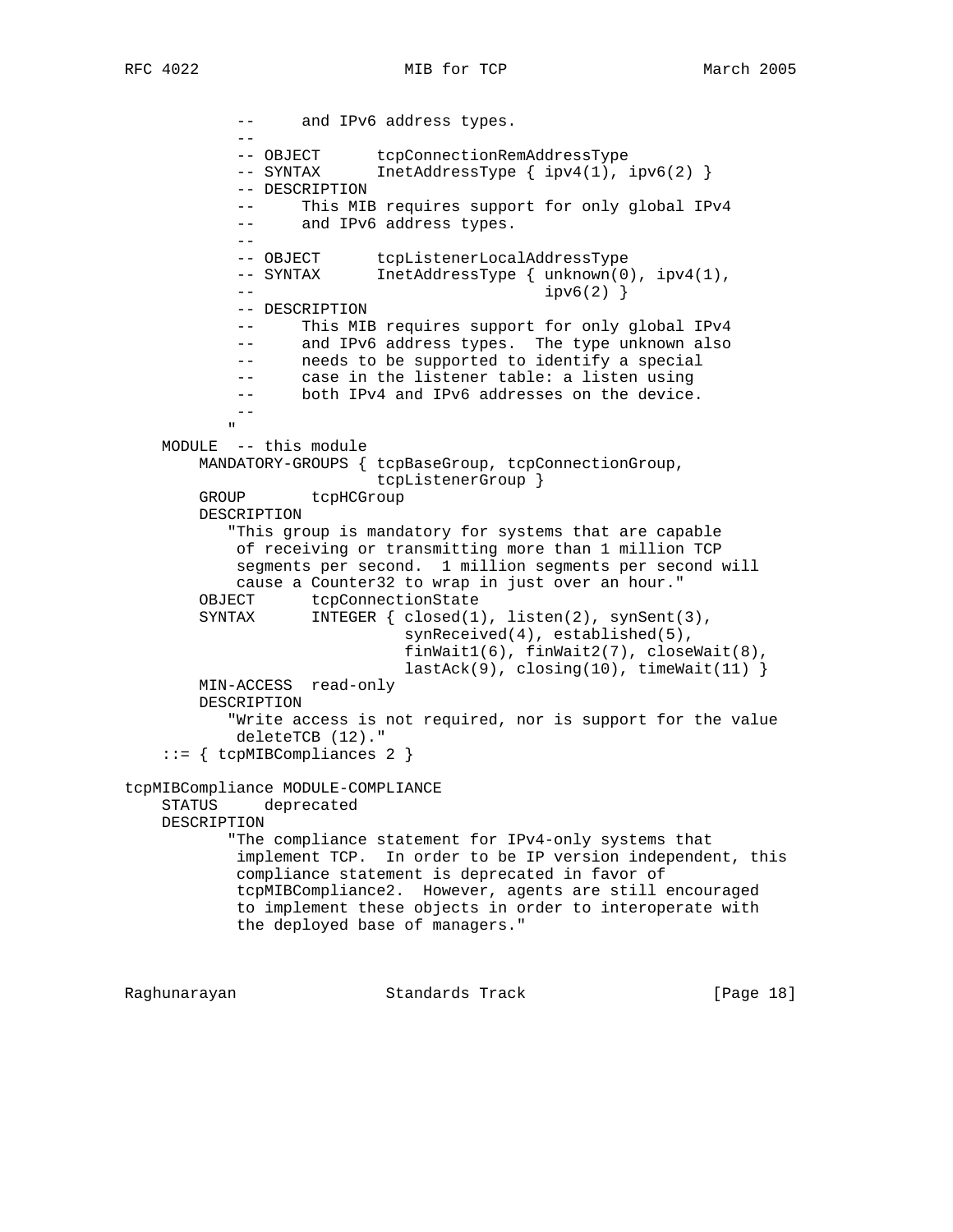```
           --      and IPv6 address types.
           --
           -- OBJECT      tcpConnectionRemAddressType
           -- SYNTAX      InetAddressType { ipv4(1), ipv6(2) }
           -- DESCRIPTION
           --      This MIB requires support for only global IPv4
           --      and IPv6 address types.
           --
           -- OBJECT      tcpListenerLocalAddressType
           -- SYNTAX      InetAddressType { unknown(0), ipv4(1),
           --                               ipv6(2) }
           -- DESCRIPTION
           --      This MIB requires support for only global IPv4
           --      and IPv6 address types.  The type unknown also
           --      needs to be supported to identify a special
           --      case in the listener table: a listen using
           --      both IPv4 and IPv6 addresses on the device.
           --
          "
    MODULE  -- this module
        MANDATORY-GROUPS { tcpBaseGroup, tcpConnectionGroup,
                           tcpListenerGroup }
        GROUP       tcpHCGroup
        DESCRIPTION
           "This group is mandatory for systems that are capable
            of receiving or transmitting more than 1 million TCP
            segments per second.  1 million segments per second will
            cause a Counter32 to wrap in just over an hour."
        OBJECT      tcpConnectionState
        SYNTAX      INTEGER { closed(1), listen(2), synSent(3),
                              synReceived(4), established(5),
                              finWait1(6), finWait2(7), closeWait(8),
                              lastAck(9), closing(10), timeWait(11) }
        MIN-ACCESS  read-only
        DESCRIPTION
           "Write access is not required, nor is support for the value
            deleteTCB (12)."
    ::= { tcpMIBCompliances 2 }

tcpMIBCompliance MODULE-COMPLIANCE
    STATUS     deprecated
    DESCRIPTION
           "The compliance statement for IPv4-only systems that
            implement TCP.  In order to be IP version independent, this
            compliance statement is deprecated in favor of
            tcpMIBCompliance2.  However, agents are still encouraged
            to implement these objects in order to interoperate with
            the deployed base of managers."
```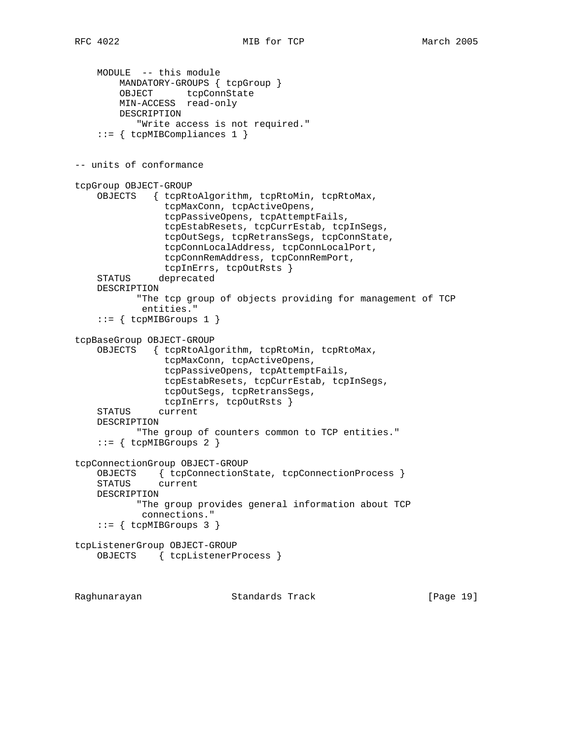```
    MODULE  -- this module
        MANDATORY-GROUPS { tcpGroup }
        OBJECT      tcpConnState
        MIN-ACCESS  read-only
        DESCRIPTION
           "Write access is not required."
    ::= { tcpMIBCompliances 1 }


-- units of conformance

tcpGroup OBJECT-GROUP
    OBJECTS   { tcpRtoAlgorithm, tcpRtoMin, tcpRtoMax,
                tcpMaxConn, tcpActiveOpens,
                tcpPassiveOpens, tcpAttemptFails,
                tcpEstabResets, tcpCurrEstab, tcpInSegs,
                tcpOutSegs, tcpRetransSegs, tcpConnState,
                tcpConnLocalAddress, tcpConnLocalPort,
                tcpConnRemAddress, tcpConnRemPort,
                tcpInErrs, tcpOutRsts }
    STATUS     deprecated
    DESCRIPTION
           "The tcp group of objects providing for management of TCP
            entities."
    ::= { tcpMIBGroups 1 }

tcpBaseGroup OBJECT-GROUP
    OBJECTS   { tcpRtoAlgorithm, tcpRtoMin, tcpRtoMax,
                tcpMaxConn, tcpActiveOpens,
                tcpPassiveOpens, tcpAttemptFails,
                tcpEstabResets, tcpCurrEstab, tcpInSegs,
                tcpOutSegs, tcpRetransSegs,
                tcpInErrs, tcpOutRsts }
    STATUS     current
    DESCRIPTION
           "The group of counters common to TCP entities."
    ::= { tcpMIBGroups 2 }

tcpConnectionGroup OBJECT-GROUP
    OBJECTS    { tcpConnectionState, tcpConnectionProcess }
    STATUS     current
    DESCRIPTION
           "The group provides general information about TCP
            connections."
    ::= { tcpMIBGroups 3 }

tcpListenerGroup OBJECT-GROUP
    OBJECTS    { tcpListenerProcess }
```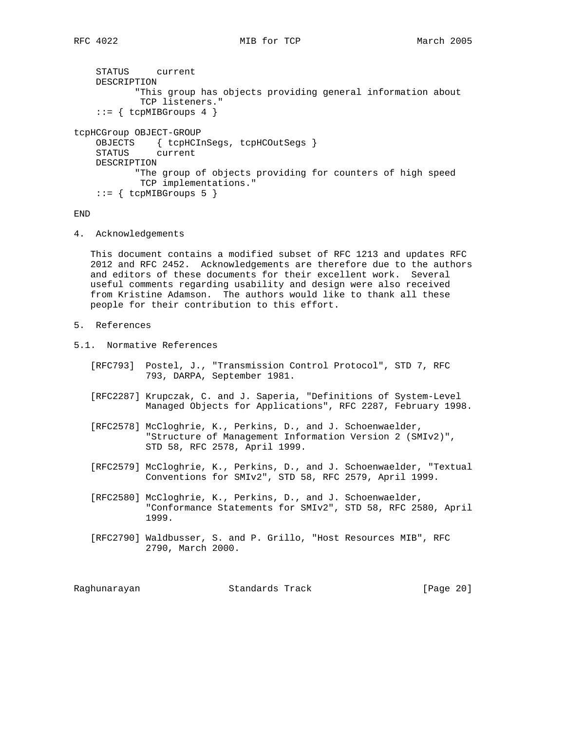```
    STATUS     current
    DESCRIPTION
           "This group has objects providing general information about
            TCP listeners."
    ::= { tcpMIBGroups 4 }

tcpHCGroup OBJECT-GROUP
    OBJECTS    { tcpHCInSegs, tcpHCOutSegs }
    STATUS     current
    DESCRIPTION
           "The group of objects providing for counters of high speed
            TCP implementations."
    ::= { tcpMIBGroups 5 }

END
```

## 4. Acknowledgements

This document contains a modified subset of RFC 1213 and updates RFC 2012 and RFC 2452. Acknowledgements are therefore due to the authors and editors of these documents for their excellent work. Several useful comments regarding usability and design were also received from Kristine Adamson. The authors would like to thank all these people for their contribution to this effort.

## 5. References

### 5.1. Normative References

[RFC793] Postel, J., "Transmission Control Protocol", STD 7, RFC 793, DARPA, September 1981.

[RFC2287] Krupczak, C. and J. Saperia, "Definitions of System-Level Managed Objects for Applications", RFC 2287, February 1998.

[RFC2578] McCloghrie, K., Perkins, D., and J. Schoenwaelder, "Structure of Management Information Version 2 (SMIv2)", STD 58, RFC 2578, April 1999.

[RFC2579] McCloghrie, K., Perkins, D., and J. Schoenwaelder, "Textual Conventions for SMIv2", STD 58, RFC 2579, April 1999.

[RFC2580] McCloghrie, K., Perkins, D., and J. Schoenwaelder, "Conformance Statements for SMIv2", STD 58, RFC 2580, April 1999.

[RFC2790] Waldbusser, S. and P. Grillo, "Host Resources MIB", RFC 2790, March 2000.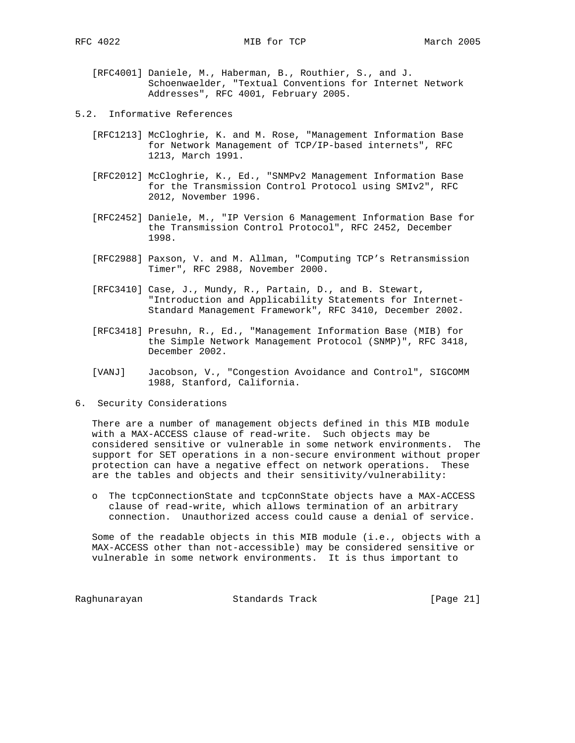[RFC4001] Daniele, M., Haberman, B., Routhier, S., and J. Schoenwaelder, "Textual Conventions for Internet Network Addresses", RFC 4001, February 2005.

## 5.2. Informative References

[RFC1213] McCloghrie, K. and M. Rose, "Management Information Base for Network Management of TCP/IP-based internets", RFC 1213, March 1991.

[RFC2012] McCloghrie, K., Ed., "SNMPv2 Management Information Base for the Transmission Control Protocol using SMIv2", RFC 2012, November 1996.

[RFC2452] Daniele, M., "IP Version 6 Management Information Base for the Transmission Control Protocol", RFC 2452, December 1998.

[RFC2988] Paxson, V. and M. Allman, "Computing TCP's Retransmission Timer", RFC 2988, November 2000.

[RFC3410] Case, J., Mundy, R., Partain, D., and B. Stewart, "Introduction and Applicability Statements for Internet-Standard Management Framework", RFC 3410, December 2002.

[RFC3418] Presuhn, R., Ed., "Management Information Base (MIB) for the Simple Network Management Protocol (SNMP)", RFC 3418, December 2002.

[VANJ] Jacobson, V., "Congestion Avoidance and Control", SIGCOMM 1988, Stanford, California.

# 6. Security Considerations

There are a number of management objects defined in this MIB module with a MAX-ACCESS clause of read-write. Such objects may be considered sensitive or vulnerable in some network environments. The support for SET operations in a non-secure environment without proper protection can have a negative effect on network operations. These are the tables and objects and their sensitivity/vulnerability:

- The tcpConnectionState and tcpConnState objects have a MAX-ACCESS clause of read-write, which allows termination of an arbitrary connection. Unauthorized access could cause a denial of service.

Some of the readable objects in this MIB module (i.e., objects with a MAX-ACCESS other than not-accessible) may be considered sensitive or vulnerable in some network environments. It is thus important to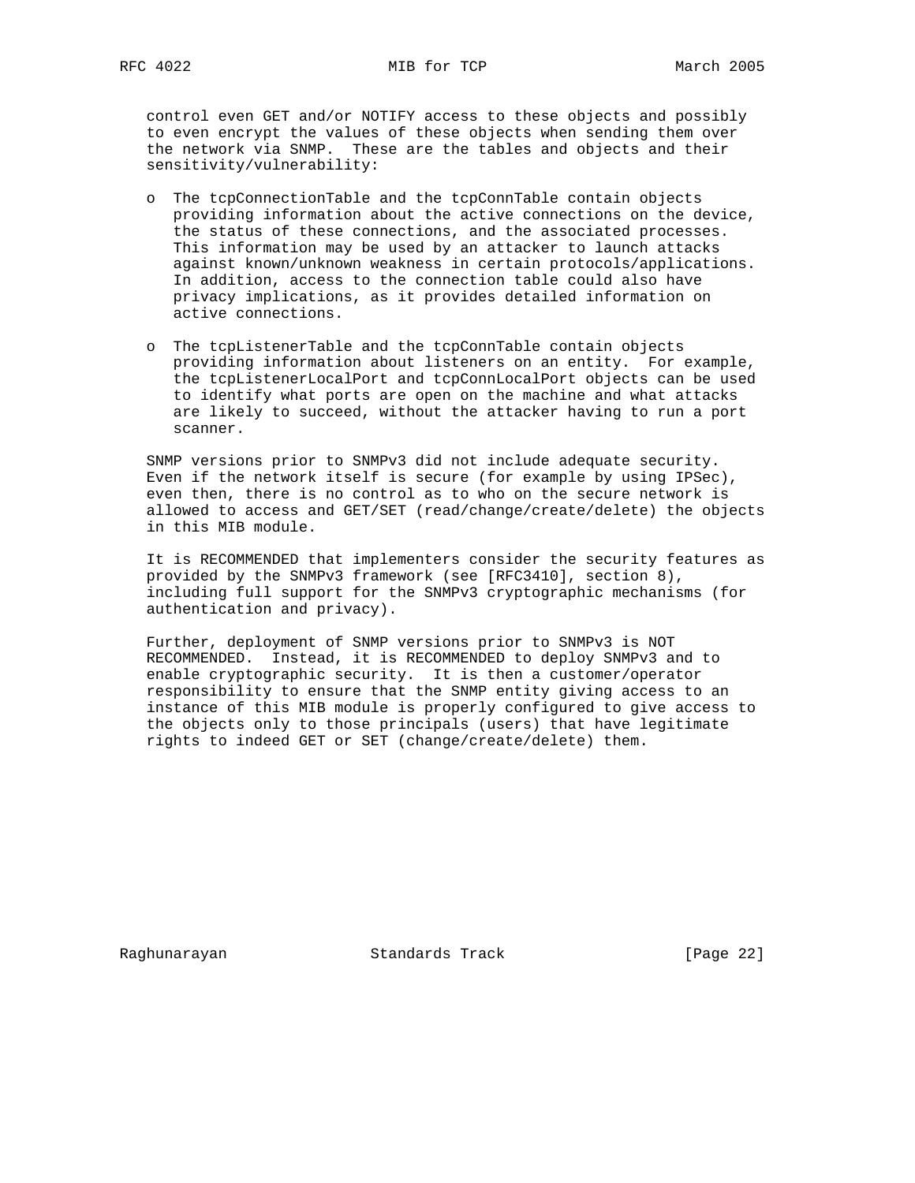control even GET and/or NOTIFY access to these objects and possibly to even encrypt the values of these objects when sending them over the network via SNMP. These are the tables and objects and their sensitivity/vulnerability:

- The tcpConnectionTable and the tcpConnTable contain objects providing information about the active connections on the device, the status of these connections, and the associated processes. This information may be used by an attacker to launch attacks against known/unknown weakness in certain protocols/applications. In addition, access to the connection table could also have privacy implications, as it provides detailed information on active connections.

- The tcpListenerTable and the tcpConnTable contain objects providing information about listeners on an entity. For example, the tcpListenerLocalPort and tcpConnLocalPort objects can be used to identify what ports are open on the machine and what attacks are likely to succeed, without the attacker having to run a port scanner.

SNMP versions prior to SNMPv3 did not include adequate security. Even if the network itself is secure (for example by using IPSec), even then, there is no control as to who on the secure network is allowed to access and GET/SET (read/change/create/delete) the objects in this MIB module.

It is RECOMMENDED that implementers consider the security features as provided by the SNMPv3 framework (see [RFC3410], section 8), including full support for the SNMPv3 cryptographic mechanisms (for authentication and privacy).

Further, deployment of SNMP versions prior to SNMPv3 is NOT RECOMMENDED. Instead, it is RECOMMENDED to deploy SNMPv3 and to enable cryptographic security. It is then a customer/operator responsibility to ensure that the SNMP entity giving access to an instance of this MIB module is properly configured to give access to the objects only to those principals (users) that have legitimate rights to indeed GET or SET (change/create/delete) them.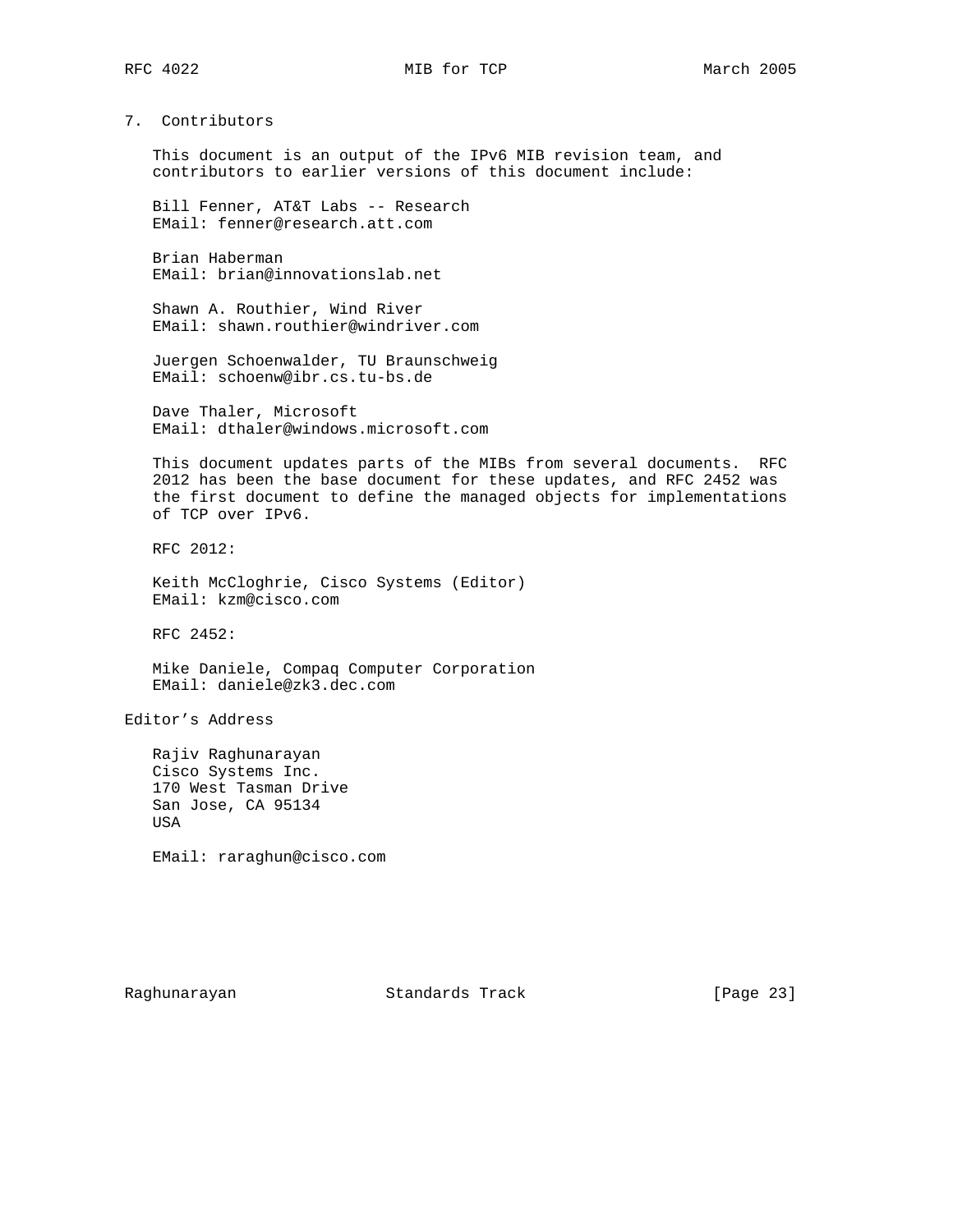## 7. Contributors

This document is an output of the IPv6 MIB revision team, and contributors to earlier versions of this document include:

Bill Fenner, AT&T Labs -- Research
EMail: fenner@research.att.com

Brian Haberman
EMail: brian@innovationslab.net

Shawn A. Routhier, Wind River
EMail: shawn.routhier@windriver.com

Juergen Schoenwalder, TU Braunschweig
EMail: schoenw@ibr.cs.tu-bs.de

Dave Thaler, Microsoft
EMail: dthaler@windows.microsoft.com

This document updates parts of the MIBs from several documents. RFC 2012 has been the base document for these updates, and RFC 2452 was the first document to define the managed objects for implementations of TCP over IPv6.

RFC 2012:

Keith McCloghrie, Cisco Systems (Editor)
EMail: kzm@cisco.com

RFC 2452:

Mike Daniele, Compaq Computer Corporation
EMail: daniele@zk3.dec.com

## Editor's Address

Rajiv Raghunarayan
Cisco Systems Inc.
170 West Tasman Drive
San Jose, CA 95134
USA

EMail: raraghun@cisco.com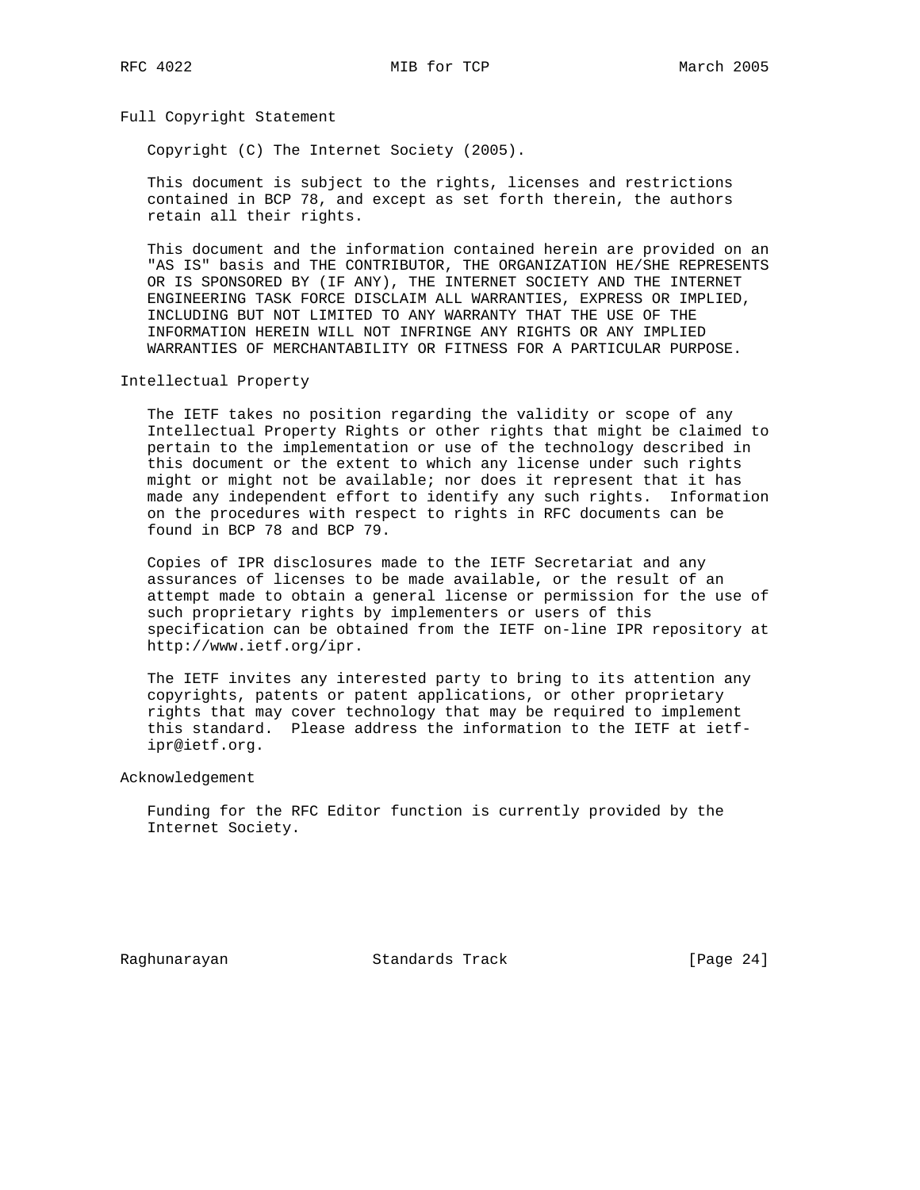## Full Copyright Statement

Copyright (C) The Internet Society (2005).

This document is subject to the rights, licenses and restrictions contained in BCP 78, and except as set forth therein, the authors retain all their rights.

This document and the information contained herein are provided on an "AS IS" basis and THE CONTRIBUTOR, THE ORGANIZATION HE/SHE REPRESENTS OR IS SPONSORED BY (IF ANY), THE INTERNET SOCIETY AND THE INTERNET ENGINEERING TASK FORCE DISCLAIM ALL WARRANTIES, EXPRESS OR IMPLIED, INCLUDING BUT NOT LIMITED TO ANY WARRANTY THAT THE USE OF THE INFORMATION HEREIN WILL NOT INFRINGE ANY RIGHTS OR ANY IMPLIED WARRANTIES OF MERCHANTABILITY OR FITNESS FOR A PARTICULAR PURPOSE.

## Intellectual Property

The IETF takes no position regarding the validity or scope of any Intellectual Property Rights or other rights that might be claimed to pertain to the implementation or use of the technology described in this document or the extent to which any license under such rights might or might not be available; nor does it represent that it has made any independent effort to identify any such rights. Information on the procedures with respect to rights in RFC documents can be found in BCP 78 and BCP 79.

Copies of IPR disclosures made to the IETF Secretariat and any assurances of licenses to be made available, or the result of an attempt made to obtain a general license or permission for the use of such proprietary rights by implementers or users of this specification can be obtained from the IETF on-line IPR repository at http://www.ietf.org/ipr.

The IETF invites any interested party to bring to its attention any copyrights, patents or patent applications, or other proprietary rights that may cover technology that may be required to implement this standard. Please address the information to the IETF at ietf-ipr@ietf.org.

## Acknowledgement

Funding for the RFC Editor function is currently provided by the Internet Society.